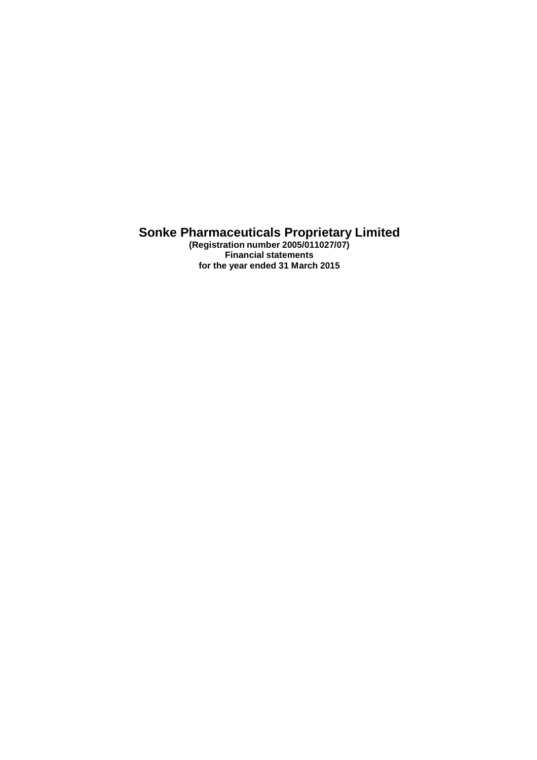# Sonke Pharmaceuticals Proprietary Limited

**(Registration number 2005/011027/07)**
**Financial statements**
**for the year ended 31 March 2015**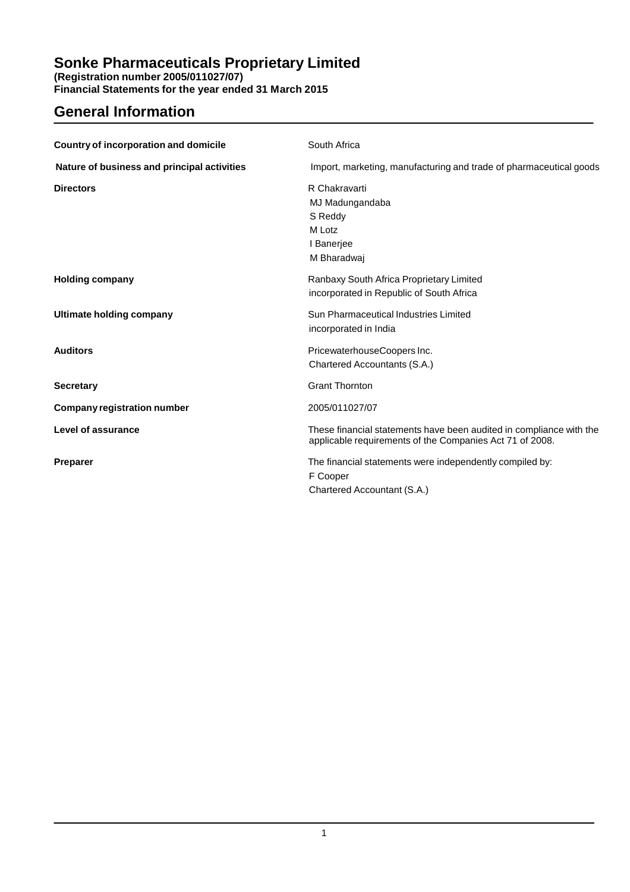# Sonke Pharmaceuticals Proprietary Limited

**(Registration number 2005/011027/07)**
**Financial Statements for the year ended 31 March 2015**

## General Information

| | |
|---|---|
| **Country of incorporation and domicile** | South Africa |
| **Nature of business and principal activities** | Import, marketing, manufacturing and trade of pharmaceutical goods |
| **Directors** | R Chakravarti<br>MJ Madungandaba<br>S Reddy<br>M Lotz<br>I Banerjee<br>M Bharadwaj |
| **Holding company** | Ranbaxy South Africa Proprietary Limited<br>incorporated in Republic of South Africa |
| **Ultimate holding company** | Sun Pharmaceutical Industries Limited<br>incorporated in India |
| **Auditors** | PricewaterhouseCoopers Inc.<br>Chartered Accountants (S.A.) |
| **Secretary** | Grant Thornton |
| **Company registration number** | 2005/011027/07 |
| **Level of assurance** | These financial statements have been audited in compliance with the applicable requirements of the Companies Act 71 of 2008. |
| **Preparer** | The financial statements were independently compiled by:<br>F Cooper<br>Chartered Accountant (S.A.) |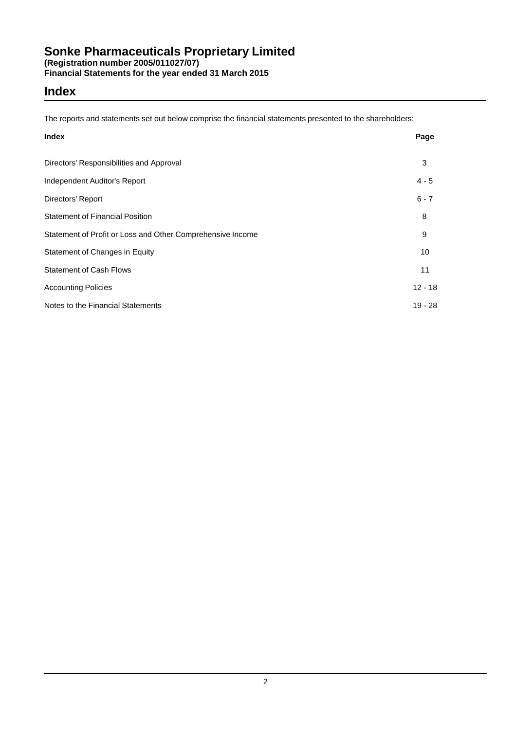# Sonke Pharmaceuticals Proprietary Limited

**(Registration number 2005/011027/07)**
**Financial Statements for the year ended 31 March 2015**

## Index

The reports and statements set out below comprise the financial statements presented to the shareholders:

| Index | Page |
|---|---|
| Directors' Responsibilities and Approval | 3 |
| Independent Auditor's Report | 4 - 5 |
| Directors' Report | 6 - 7 |
| Statement of Financial Position | 8 |
| Statement of Profit or Loss and Other Comprehensive Income | 9 |
| Statement of Changes in Equity | 10 |
| Statement of Cash Flows | 11 |
| Accounting Policies | 12 - 18 |
| Notes to the Financial Statements | 19 - 28 |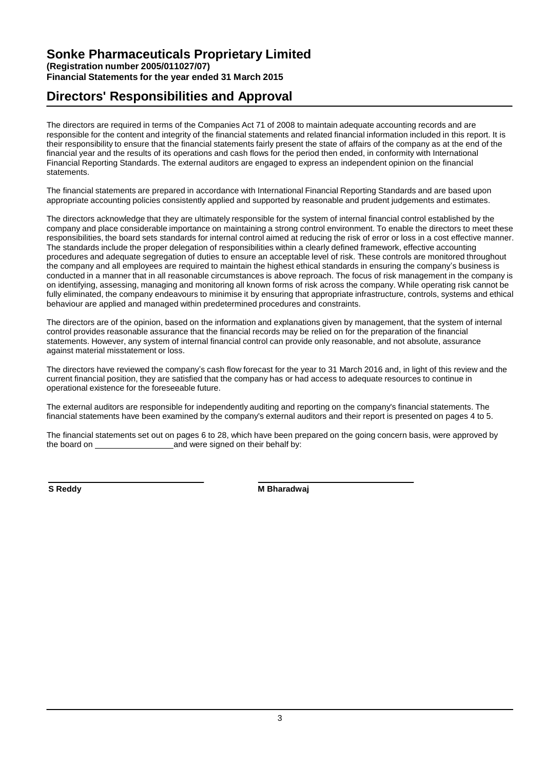# Sonke Pharmaceuticals Proprietary Limited

**(Registration number 2005/011027/07)**
**Financial Statements for the year ended 31 March 2015**

## Directors' Responsibilities and Approval

The directors are required in terms of the Companies Act 71 of 2008 to maintain adequate accounting records and are responsible for the content and integrity of the financial statements and related financial information included in this report. It is their responsibility to ensure that the financial statements fairly present the state of affairs of the company as at the end of the financial year and the results of its operations and cash flows for the period then ended, in conformity with International Financial Reporting Standards. The external auditors are engaged to express an independent opinion on the financial statements.

The financial statements are prepared in accordance with International Financial Reporting Standards and are based upon appropriate accounting policies consistently applied and supported by reasonable and prudent judgements and estimates.

The directors acknowledge that they are ultimately responsible for the system of internal financial control established by the company and place considerable importance on maintaining a strong control environment. To enable the directors to meet these responsibilities, the board sets standards for internal control aimed at reducing the risk of error or loss in a cost effective manner. The standards include the proper delegation of responsibilities within a clearly defined framework, effective accounting procedures and adequate segregation of duties to ensure an acceptable level of risk. These controls are monitored throughout the company and all employees are required to maintain the highest ethical standards in ensuring the company's business is conducted in a manner that in all reasonable circumstances is above reproach. The focus of risk management in the company is on identifying, assessing, managing and monitoring all known forms of risk across the company. While operating risk cannot be fully eliminated, the company endeavours to minimise it by ensuring that appropriate infrastructure, controls, systems and ethical behaviour are applied and managed within predetermined procedures and constraints.

The directors are of the opinion, based on the information and explanations given by management, that the system of internal control provides reasonable assurance that the financial records may be relied on for the preparation of the financial statements. However, any system of internal financial control can provide only reasonable, and not absolute, assurance against material misstatement or loss.

The directors have reviewed the company's cash flow forecast for the year to 31 March 2016 and, in light of this review and the current financial position, they are satisfied that the company has or had access to adequate resources to continue in operational existence for the foreseeable future.

The external auditors are responsible for independently auditing and reporting on the company's financial statements. The financial statements have been examined by the company's external auditors and their report is presented on pages 4 to 5.

The financial statements set out on pages 6 to 28, which have been prepared on the going concern basis, were approved by the board on \_\_\_\_\_\_\_\_\_\_\_\_\_\_\_\_ and were signed on their behalf by:

| | |
|---|---|
| **S Reddy** | **M Bharadwaj** |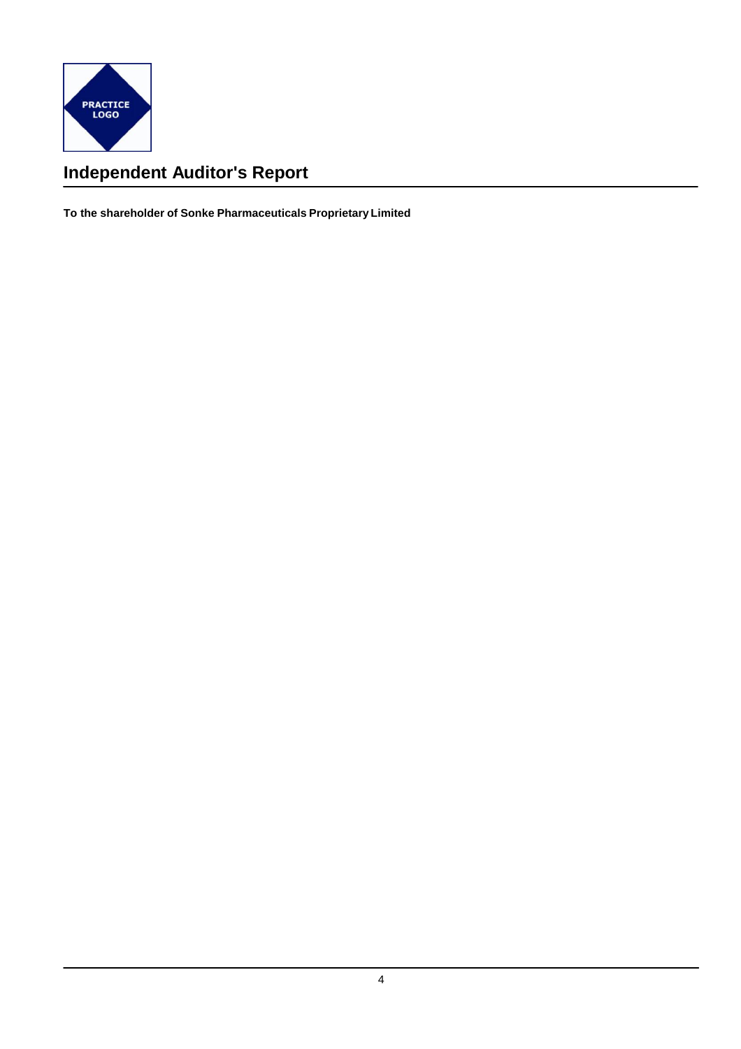# Independent Auditor's Report

**To the shareholder of Sonke Pharmaceuticals Proprietary Limited**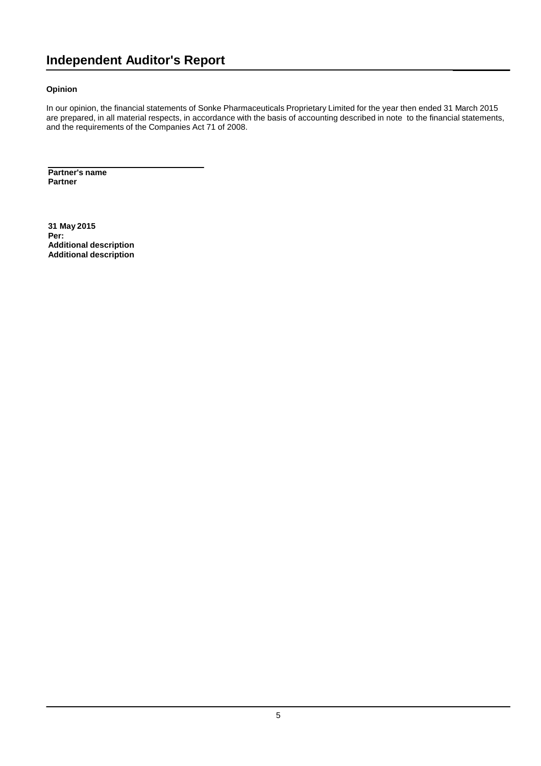# Independent Auditor's Report

**Opinion**

In our opinion, the financial statements of Sonke Pharmaceuticals Proprietary Limited for the year then ended 31 March 2015 are prepared, in all material respects, in accordance with the basis of accounting described in note  to the financial statements, and the requirements of the Companies Act 71 of 2008.

**Partner's name**
**Partner**

**31 May 2015**
**Per:**
**Additional description**
**Additional description**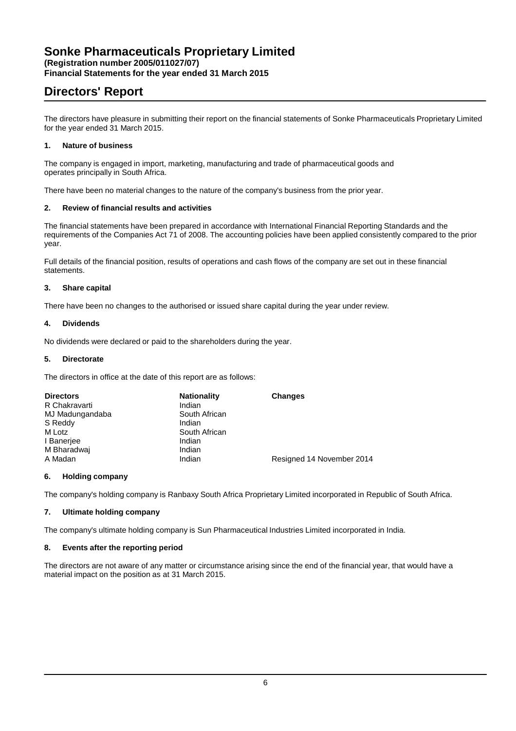# Sonke Pharmaceuticals Proprietary Limited

**(Registration number 2005/011027/07)**
**Financial Statements for the year ended 31 March 2015**

## Directors' Report

The directors have pleasure in submitting their report on the financial statements of Sonke Pharmaceuticals Proprietary Limited for the year ended 31 March 2015.

### 1. Nature of business

The company is engaged in import, marketing, manufacturing and trade of pharmaceutical goods and operates principally in South Africa.

There have been no material changes to the nature of the company's business from the prior year.

### 2. Review of financial results and activities

The financial statements have been prepared in accordance with International Financial Reporting Standards and the requirements of the Companies Act 71 of 2008. The accounting policies have been applied consistently compared to the prior year.

Full details of the financial position, results of operations and cash flows of the company are set out in these financial statements.

### 3. Share capital

There have been no changes to the authorised or issued share capital during the year under review.

### 4. Dividends

No dividends were declared or paid to the shareholders during the year.

### 5. Directorate

The directors in office at the date of this report are as follows:

| Directors | Nationality | Changes |
|---|---|---|
| R Chakravarti | Indian | |
| MJ Madungandaba | South African | |
| S Reddy | Indian | |
| M Lotz | South African | |
| I Banerjee | Indian | |
| M Bharadwaj | Indian | |
| A Madan | Indian | Resigned 14 November 2014 |

### 6. Holding company

The company's holding company is Ranbaxy South Africa Proprietary Limited incorporated in Republic of South Africa.

### 7. Ultimate holding company

The company's ultimate holding company is Sun Pharmaceutical Industries Limited incorporated in India.

### 8. Events after the reporting period

The directors are not aware of any matter or circumstance arising since the end of the financial year, that would have a material impact on the position as at 31 March 2015.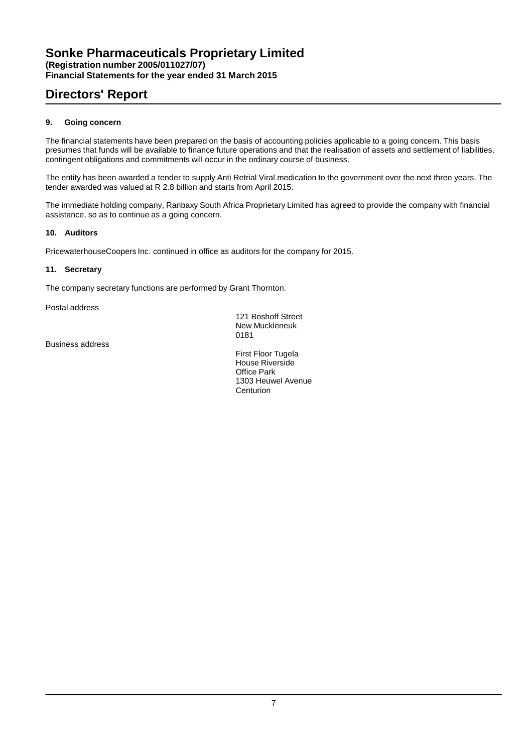# Sonke Pharmaceuticals Proprietary Limited

**(Registration number 2005/011027/07)**
**Financial Statements for the year ended 31 March 2015**

## Directors' Report

### 9. Going concern

The financial statements have been prepared on the basis of accounting policies applicable to a going concern. This basis presumes that funds will be available to finance future operations and that the realisation of assets and settlement of liabilities, contingent obligations and commitments will occur in the ordinary course of business.

The entity has been awarded a tender to supply Anti Retrial Viral medication to the government over the next three years. The tender awarded was valued at R 2.8 billion and starts from April 2015.

The immediate holding company, Ranbaxy South Africa Proprietary Limited has agreed to provide the company with financial assistance, so as to continue as a going concern.

### 10. Auditors

PricewaterhouseCoopers Inc. continued in office as auditors for the company for 2015.

### 11. Secretary

The company secretary functions are performed by Grant Thornton.

| | |
|---|---|
| Postal address | 121 Boshoff Street<br>New Muckleneuk<br>0181 |
| Business address | First Floor Tugela<br>House Riverside<br>Office Park<br>1303 Heuwel Avenue<br>Centurion |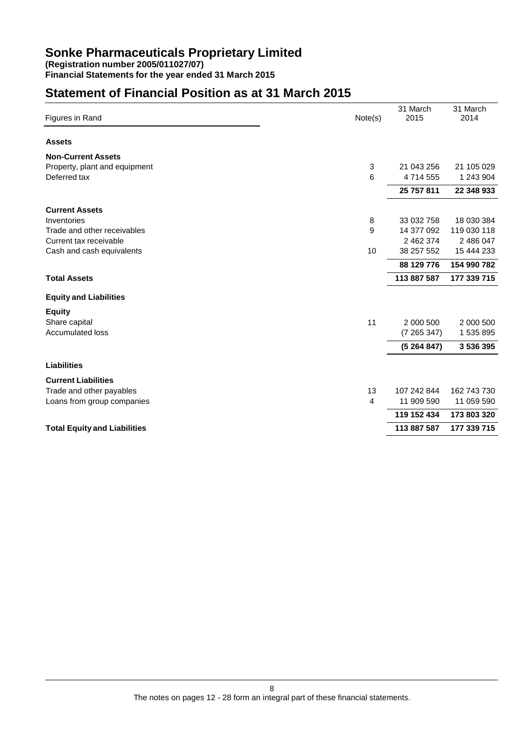# Sonke Pharmaceuticals Proprietary Limited

**(Registration number 2005/011027/07)**
**Financial Statements for the year ended 31 March 2015**

## Statement of Financial Position as at 31 March 2015

| Figures in Rand | Note(s) | 31 March 2015 | 31 March 2014 |
|---|---|---|---|
| **Assets** | | | |
| **Non-Current Assets** | | | |
| Property, plant and equipment | 3 | 21 043 256 | 21 105 029 |
| Deferred tax | 6 | 4 714 555 | 1 243 904 |
| | | **25 757 811** | **22 348 933** |
| **Current Assets** | | | |
| Inventories | 8 | 33 032 758 | 18 030 384 |
| Trade and other receivables | 9 | 14 377 092 | 119 030 118 |
| Current tax receivable | | 2 462 374 | 2 486 047 |
| Cash and cash equivalents | 10 | 38 257 552 | 15 444 233 |
| | | **88 129 776** | **154 990 782** |
| **Total Assets** | | **113 887 587** | **177 339 715** |
| **Equity and Liabilities** | | | |
| **Equity** | | | |
| Share capital | 11 | 2 000 500 | 2 000 500 |
| Accumulated loss | | (7 265 347) | 1 535 895 |
| | | **(5 264 847)** | **3 536 395** |
| **Liabilities** | | | |
| **Current Liabilities** | | | |
| Trade and other payables | 13 | 107 242 844 | 162 743 730 |
| Loans from group companies | 4 | 11 909 590 | 11 059 590 |
| | | **119 152 434** | **173 803 320** |
| **Total Equity and Liabilities** | | **113 887 587** | **177 339 715** |

The notes on pages 12 - 28 form an integral part of these financial statements.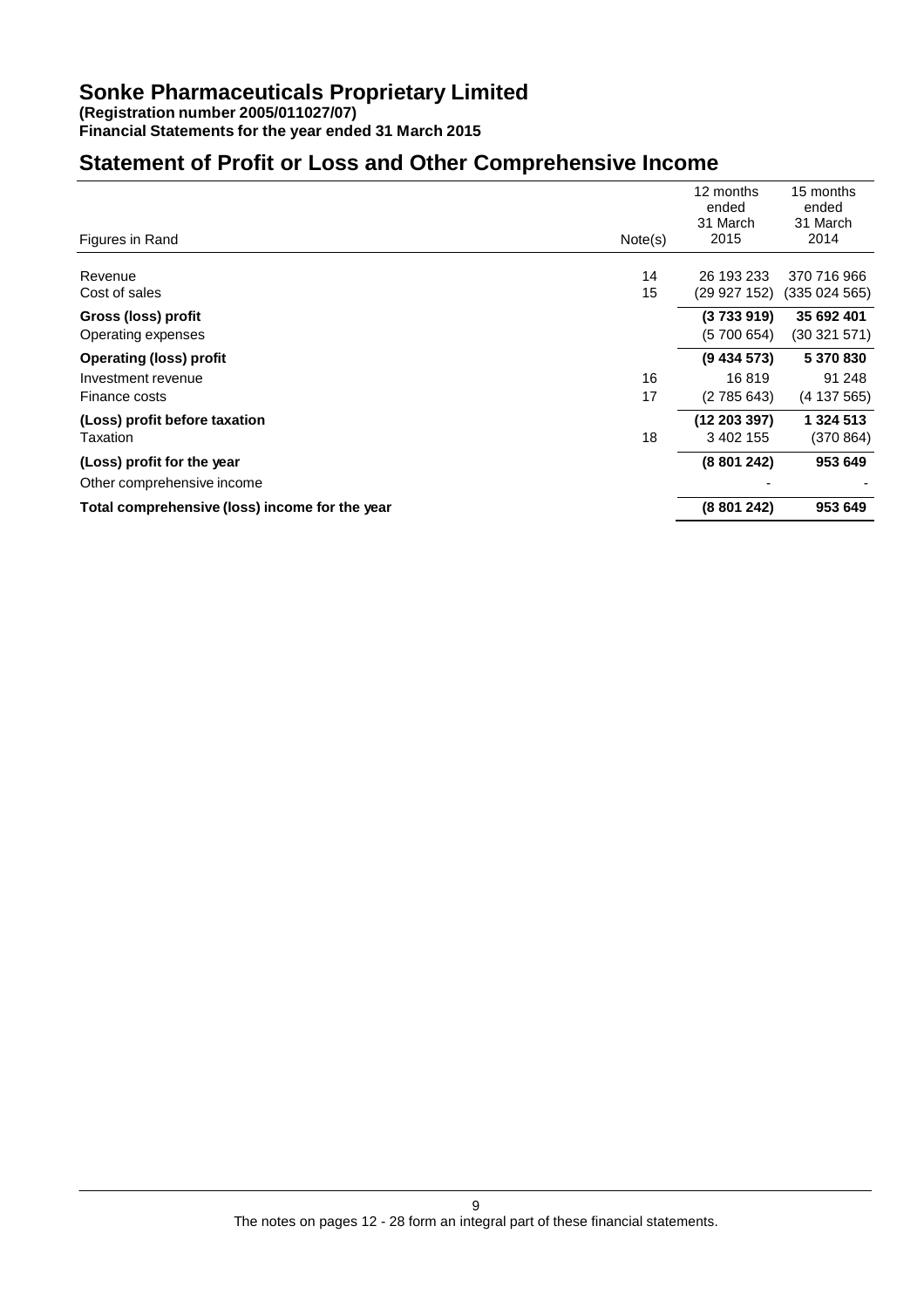# Sonke Pharmaceuticals Proprietary Limited

**(Registration number 2005/011027/07)**
**Financial Statements for the year ended 31 March 2015**

## Statement of Profit or Loss and Other Comprehensive Income

| Figures in Rand | Note(s) | 12 months ended 31 March 2015 | 15 months ended 31 March 2014 |
|---|---|---|---|
| Revenue | 14 | 26 193 233 | 370 716 966 |
| Cost of sales | 15 | (29 927 152) | (335 024 565) |
| **Gross (loss) profit** | | **(3 733 919)** | **35 692 401** |
| Operating expenses | | (5 700 654) | (30 321 571) |
| **Operating (loss) profit** | | **(9 434 573)** | **5 370 830** |
| Investment revenue | 16 | 16 819 | 91 248 |
| Finance costs | 17 | (2 785 643) | (4 137 565) |
| **(Loss) profit before taxation** | | **(12 203 397)** | **1 324 513** |
| Taxation | 18 | 3 402 155 | (370 864) |
| **(Loss) profit for the year** | | **(8 801 242)** | **953 649** |
| Other comprehensive income | | - | - |
| **Total comprehensive (loss) income for the year** | | **(8 801 242)** | **953 649** |

The notes on pages 12 - 28 form an integral part of these financial statements.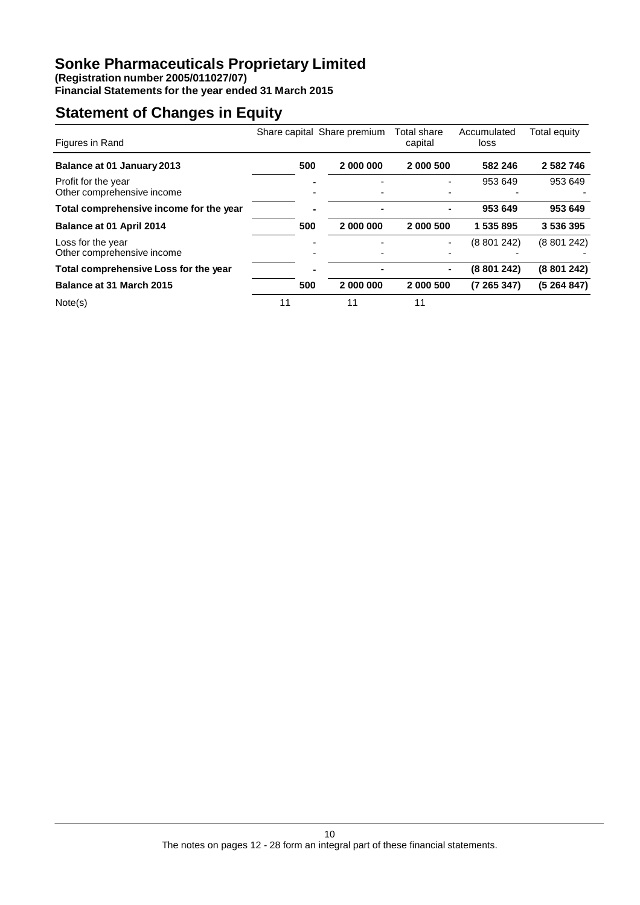# Sonke Pharmaceuticals Proprietary Limited

**(Registration number 2005/011027/07)**
**Financial Statements for the year ended 31 March 2015**

## Statement of Changes in Equity

| Figures in Rand | Share capital | Share premium | Total share capital | Accumulated loss | Total equity |
|---|---|---|---|---|---|
| **Balance at 01 January 2013** | **500** | **2 000 000** | **2 000 500** | **582 246** | **2 582 746** |
| Profit for the year | - | - | - | 953 649 | 953 649 |
| Other comprehensive income | - | - | - | - | - |
| **Total comprehensive income for the year** | **-** | **-** | **-** | **953 649** | **953 649** |
| **Balance at 01 April 2014** | **500** | **2 000 000** | **2 000 500** | **1 535 895** | **3 536 395** |
| Loss for the year | - | - | - | (8 801 242) | (8 801 242) |
| Other comprehensive income | - | - | - | - | - |
| **Total comprehensive Loss for the year** | **-** | **-** | **-** | **(8 801 242)** | **(8 801 242)** |
| **Balance at 31 March 2015** | **500** | **2 000 000** | **2 000 500** | **(7 265 347)** | **(5 264 847)** |
| Note(s) | 11 | 11 | 11 | | |

The notes on pages 12 - 28 form an integral part of these financial statements.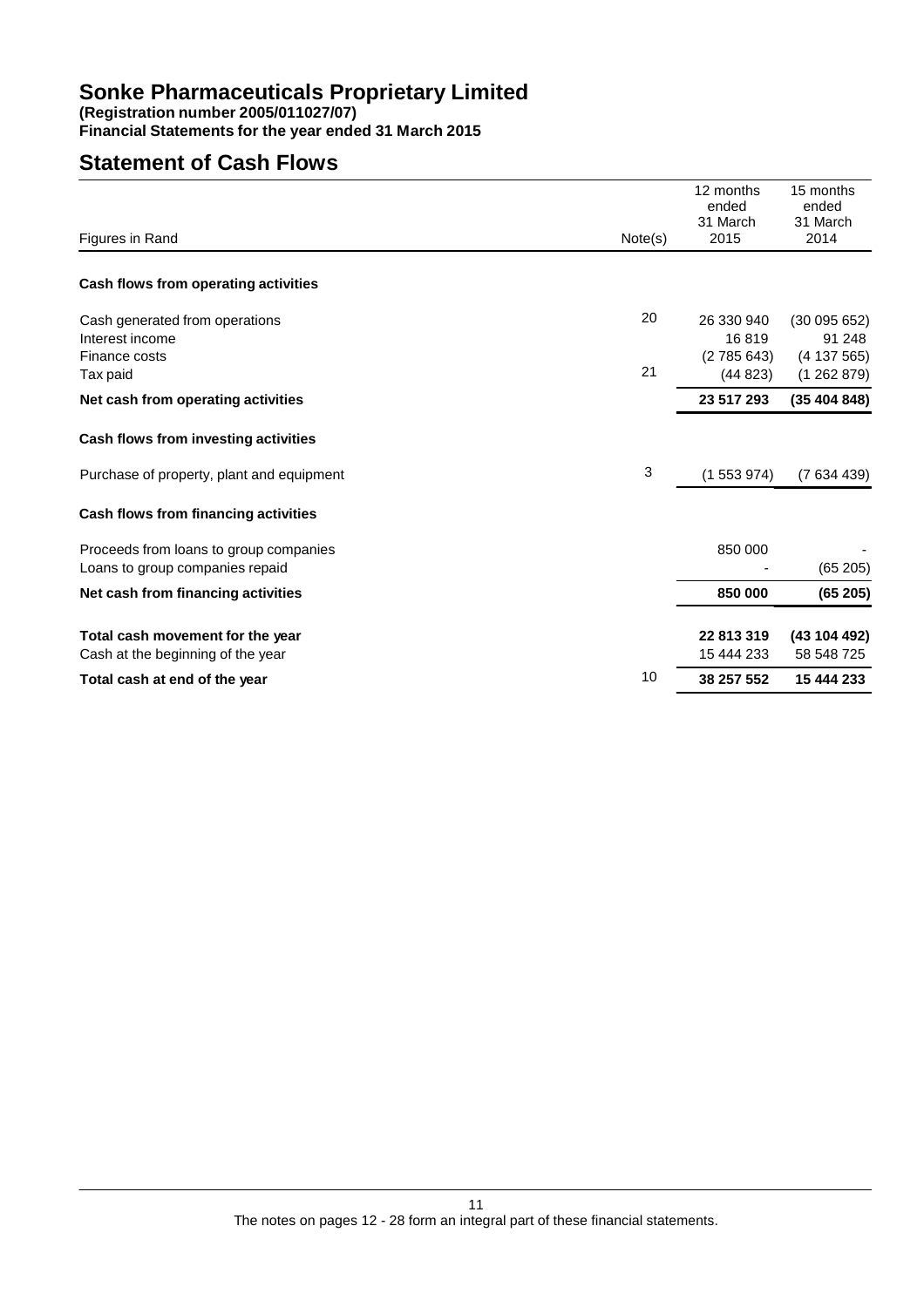# Sonke Pharmaceuticals Proprietary Limited

**(Registration number 2005/011027/07)**
**Financial Statements for the year ended 31 March 2015**

## Statement of Cash Flows

| Figures in Rand | Note(s) | 12 months ended 31 March 2015 | 15 months ended 31 March 2014 |
|---|---|---|---|
| **Cash flows from operating activities** | | | |
| Cash generated from operations | 20 | 26 330 940 | (30 095 652) |
| Interest income | | 16 819 | 91 248 |
| Finance costs | | (2 785 643) | (4 137 565) |
| Tax paid | 21 | (44 823) | (1 262 879) |
| **Net cash from operating activities** | | **23 517 293** | **(35 404 848)** |
| **Cash flows from investing activities** | | | |
| Purchase of property, plant and equipment | 3 | (1 553 974) | (7 634 439) |
| **Cash flows from financing activities** | | | |
| Proceeds from loans to group companies | | 850 000 | - |
| Loans to group companies repaid | | - | (65 205) |
| **Net cash from financing activities** | | **850 000** | **(65 205)** |
| **Total cash movement for the year** | | **22 813 319** | **(43 104 492)** |
| Cash at the beginning of the year | | 15 444 233 | 58 548 725 |
| **Total cash at end of the year** | 10 | **38 257 552** | **15 444 233** |

The notes on pages 12 - 28 form an integral part of these financial statements.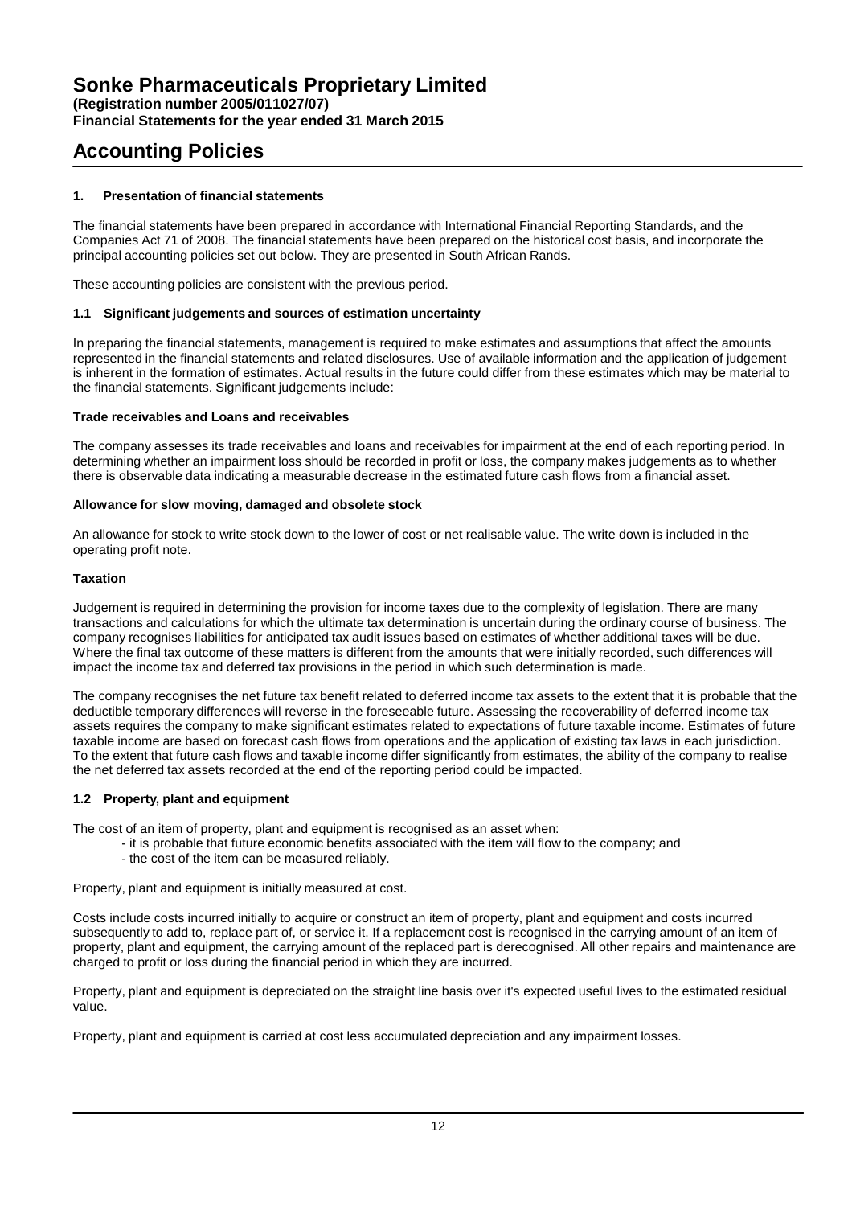# Sonke Pharmaceuticals Proprietary Limited

**(Registration number 2005/011027/07)**
**Financial Statements for the year ended 31 March 2015**

## Accounting Policies

### 1. Presentation of financial statements

The financial statements have been prepared in accordance with International Financial Reporting Standards, and the Companies Act 71 of 2008. The financial statements have been prepared on the historical cost basis, and incorporate the principal accounting policies set out below. They are presented in South African Rands.

These accounting policies are consistent with the previous period.

### 1.1 Significant judgements and sources of estimation uncertainty

In preparing the financial statements, management is required to make estimates and assumptions that affect the amounts represented in the financial statements and related disclosures. Use of available information and the application of judgement is inherent in the formation of estimates. Actual results in the future could differ from these estimates which may be material to the financial statements. Significant judgements include:

**Trade receivables and Loans and receivables**

The company assesses its trade receivables and loans and receivables for impairment at the end of each reporting period. In determining whether an impairment loss should be recorded in profit or loss, the company makes judgements as to whether there is observable data indicating a measurable decrease in the estimated future cash flows from a financial asset.

**Allowance for slow moving, damaged and obsolete stock**

An allowance for stock to write stock down to the lower of cost or net realisable value. The write down is included in the operating profit note.

**Taxation**

Judgement is required in determining the provision for income taxes due to the complexity of legislation. There are many transactions and calculations for which the ultimate tax determination is uncertain during the ordinary course of business. The company recognises liabilities for anticipated tax audit issues based on estimates of whether additional taxes will be due. Where the final tax outcome of these matters is different from the amounts that were initially recorded, such differences will impact the income tax and deferred tax provisions in the period in which such determination is made.

The company recognises the net future tax benefit related to deferred income tax assets to the extent that it is probable that the deductible temporary differences will reverse in the foreseeable future. Assessing the recoverability of deferred income tax assets requires the company to make significant estimates related to expectations of future taxable income. Estimates of future taxable income are based on forecast cash flows from operations and the application of existing tax laws in each jurisdiction. To the extent that future cash flows and taxable income differ significantly from estimates, the ability of the company to realise the net deferred tax assets recorded at the end of the reporting period could be impacted.

### 1.2 Property, plant and equipment

The cost of an item of property, plant and equipment is recognised as an asset when:

- it is probable that future economic benefits associated with the item will flow to the company; and
- the cost of the item can be measured reliably.

Property, plant and equipment is initially measured at cost.

Costs include costs incurred initially to acquire or construct an item of property, plant and equipment and costs incurred subsequently to add to, replace part of, or service it. If a replacement cost is recognised in the carrying amount of an item of property, plant and equipment, the carrying amount of the replaced part is derecognised. All other repairs and maintenance are charged to profit or loss during the financial period in which they are incurred.

Property, plant and equipment is depreciated on the straight line basis over it's expected useful lives to the estimated residual value.

Property, plant and equipment is carried at cost less accumulated depreciation and any impairment losses.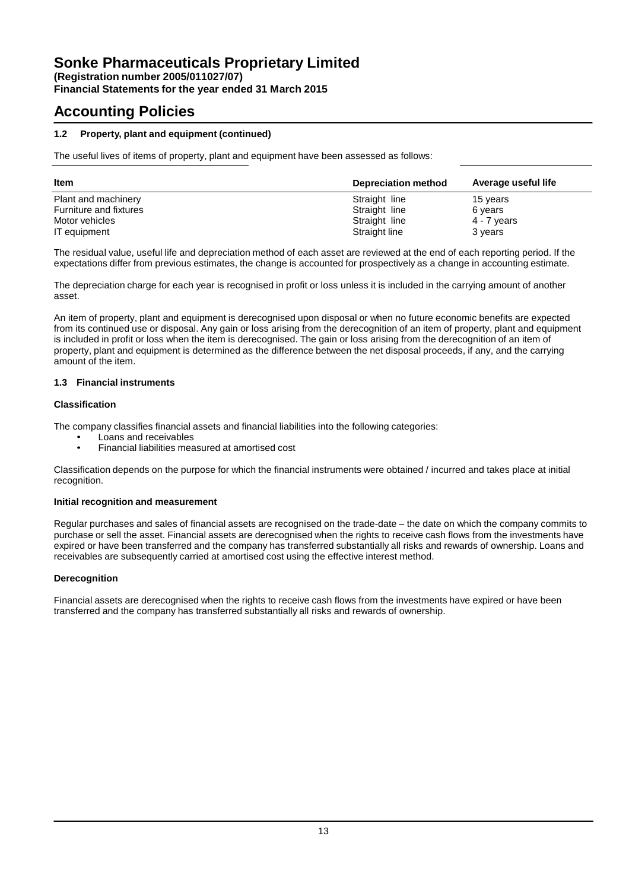# Sonke Pharmaceuticals Proprietary Limited

**(Registration number 2005/011027/07)**
**Financial Statements for the year ended 31 March 2015**

# Accounting Policies

### 1.2 Property, plant and equipment (continued)

The useful lives of items of property, plant and equipment have been assessed as follows:

| Item | Depreciation method | Average useful life |
|---|---|---|
| Plant and machinery | Straight line | 15 years |
| Furniture and fixtures | Straight line | 6 years |
| Motor vehicles | Straight line | 4 - 7 years |
| IT equipment | Straight line | 3 years |

The residual value, useful life and depreciation method of each asset are reviewed at the end of each reporting period. If the expectations differ from previous estimates, the change is accounted for prospectively as a change in accounting estimate.

The depreciation charge for each year is recognised in profit or loss unless it is included in the carrying amount of another asset.

An item of property, plant and equipment is derecognised upon disposal or when no future economic benefits are expected from its continued use or disposal. Any gain or loss arising from the derecognition of an item of property, plant and equipment is included in profit or loss when the item is derecognised. The gain or loss arising from the derecognition of an item of property, plant and equipment is determined as the difference between the net disposal proceeds, if any, and the carrying amount of the item.

### 1.3 Financial instruments

**Classification**

The company classifies financial assets and financial liabilities into the following categories:

- Loans and receivables
- Financial liabilities measured at amortised cost

Classification depends on the purpose for which the financial instruments were obtained / incurred and takes place at initial recognition.

**Initial recognition and measurement**

Regular purchases and sales of financial assets are recognised on the trade-date – the date on which the company commits to purchase or sell the asset. Financial assets are derecognised when the rights to receive cash flows from the investments have expired or have been transferred and the company has transferred substantially all risks and rewards of ownership. Loans and receivables are subsequently carried at amortised cost using the effective interest method.

**Derecognition**

Financial assets are derecognised when the rights to receive cash flows from the investments have expired or have been transferred and the company has transferred substantially all risks and rewards of ownership.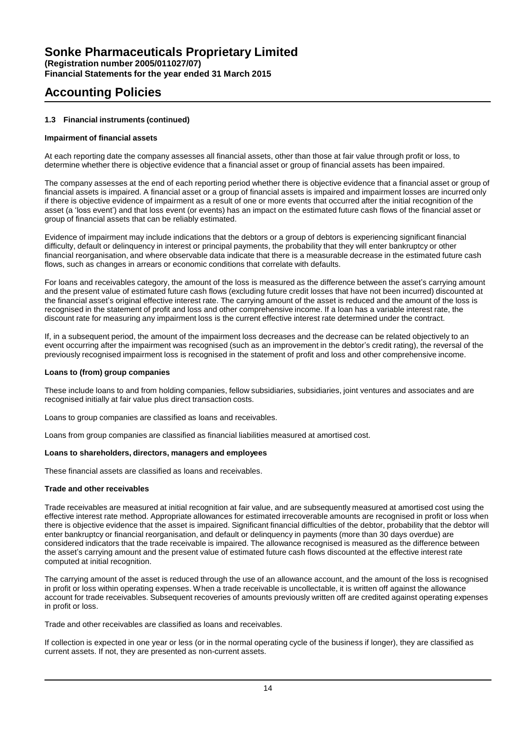# Accounting Policies

### 1.3 Financial instruments (continued)

**Impairment of financial assets**

At each reporting date the company assesses all financial assets, other than those at fair value through profit or loss, to determine whether there is objective evidence that a financial asset or group of financial assets has been impaired.

The company assesses at the end of each reporting period whether there is objective evidence that a financial asset or group of financial assets is impaired. A financial asset or a group of financial assets is impaired and impairment losses are incurred only if there is objective evidence of impairment as a result of one or more events that occurred after the initial recognition of the asset (a 'loss event') and that loss event (or events) has an impact on the estimated future cash flows of the financial asset or group of financial assets that can be reliably estimated.

Evidence of impairment may include indications that the debtors or a group of debtors is experiencing significant financial difficulty, default or delinquency in interest or principal payments, the probability that they will enter bankruptcy or other financial reorganisation, and where observable data indicate that there is a measurable decrease in the estimated future cash flows, such as changes in arrears or economic conditions that correlate with defaults.

For loans and receivables category, the amount of the loss is measured as the difference between the asset's carrying amount and the present value of estimated future cash flows (excluding future credit losses that have not been incurred) discounted at the financial asset's original effective interest rate. The carrying amount of the asset is reduced and the amount of the loss is recognised in the statement of profit and loss and other comprehensive income. If a loan has a variable interest rate, the discount rate for measuring any impairment loss is the current effective interest rate determined under the contract.

If, in a subsequent period, the amount of the impairment loss decreases and the decrease can be related objectively to an event occurring after the impairment was recognised (such as an improvement in the debtor's credit rating), the reversal of the previously recognised impairment loss is recognised in the statement of profit and loss and other comprehensive income.

**Loans to (from) group companies**

These include loans to and from holding companies, fellow subsidiaries, subsidiaries, joint ventures and associates and are recognised initially at fair value plus direct transaction costs.

Loans to group companies are classified as loans and receivables.

Loans from group companies are classified as financial liabilities measured at amortised cost.

**Loans to shareholders, directors, managers and employees**

These financial assets are classified as loans and receivables.

**Trade and other receivables**

Trade receivables are measured at initial recognition at fair value, and are subsequently measured at amortised cost using the effective interest rate method. Appropriate allowances for estimated irrecoverable amounts are recognised in profit or loss when there is objective evidence that the asset is impaired. Significant financial difficulties of the debtor, probability that the debtor will enter bankruptcy or financial reorganisation, and default or delinquency in payments (more than 30 days overdue) are considered indicators that the trade receivable is impaired. The allowance recognised is measured as the difference between the asset's carrying amount and the present value of estimated future cash flows discounted at the effective interest rate computed at initial recognition.

The carrying amount of the asset is reduced through the use of an allowance account, and the amount of the loss is recognised in profit or loss within operating expenses. When a trade receivable is uncollectable, it is written off against the allowance account for trade receivables. Subsequent recoveries of amounts previously written off are credited against operating expenses in profit or loss.

Trade and other receivables are classified as loans and receivables.

If collection is expected in one year or less (or in the normal operating cycle of the business if longer), they are classified as current assets. If not, they are presented as non-current assets.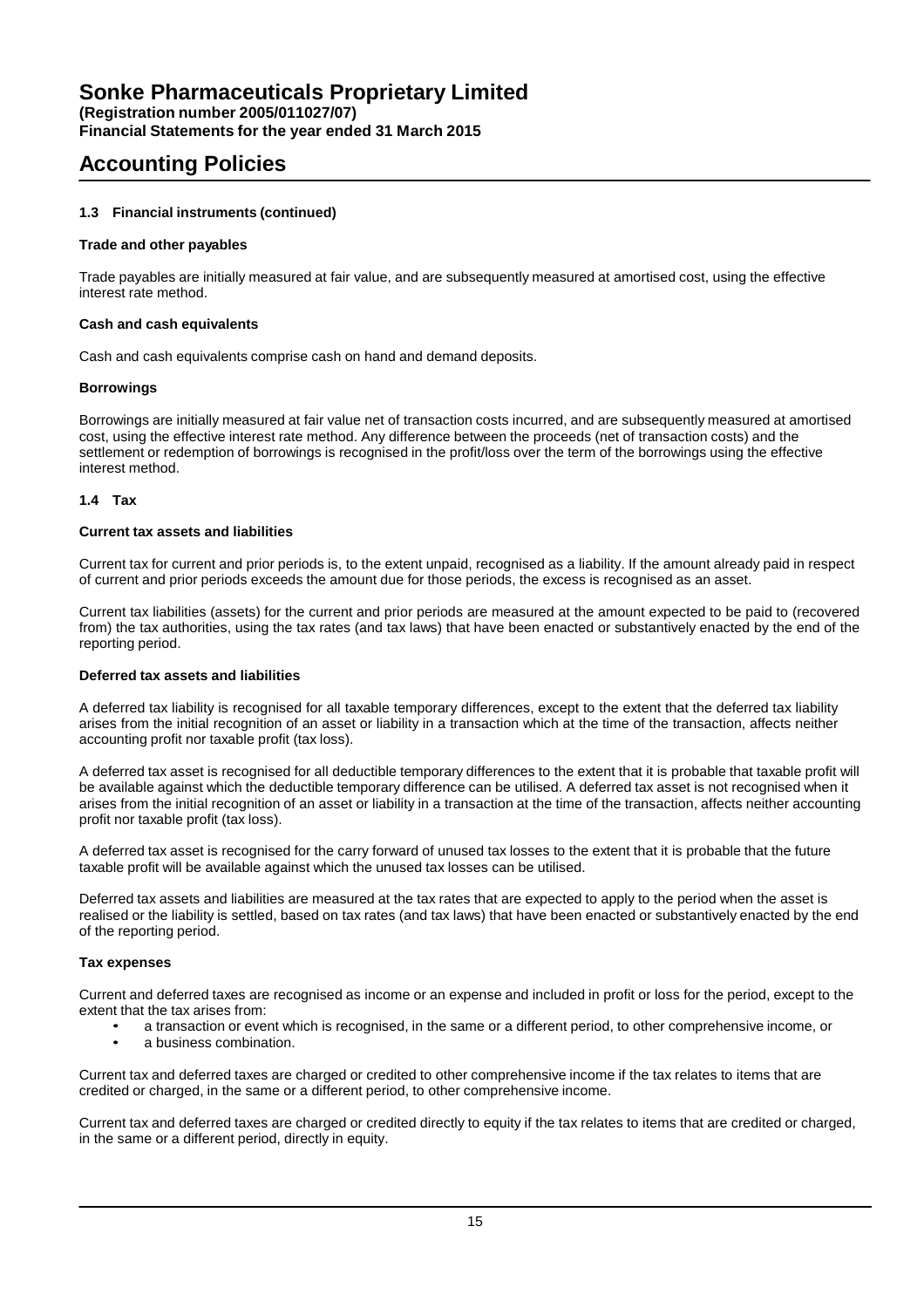# Sonke Pharmaceuticals Proprietary Limited

**(Registration number 2005/011027/07)**
**Financial Statements for the year ended 31 March 2015**

# Accounting Policies

### 1.3 Financial instruments (continued)

**Trade and other payables**

Trade payables are initially measured at fair value, and are subsequently measured at amortised cost, using the effective interest rate method.

**Cash and cash equivalents**

Cash and cash equivalents comprise cash on hand and demand deposits.

**Borrowings**

Borrowings are initially measured at fair value net of transaction costs incurred, and are subsequently measured at amortised cost, using the effective interest rate method. Any difference between the proceeds (net of transaction costs) and the settlement or redemption of borrowings is recognised in the profit/loss over the term of the borrowings using the effective interest method.

### 1.4 Tax

**Current tax assets and liabilities**

Current tax for current and prior periods is, to the extent unpaid, recognised as a liability. If the amount already paid in respect of current and prior periods exceeds the amount due for those periods, the excess is recognised as an asset.

Current tax liabilities (assets) for the current and prior periods are measured at the amount expected to be paid to (recovered from) the tax authorities, using the tax rates (and tax laws) that have been enacted or substantively enacted by the end of the reporting period.

**Deferred tax assets and liabilities**

A deferred tax liability is recognised for all taxable temporary differences, except to the extent that the deferred tax liability arises from the initial recognition of an asset or liability in a transaction which at the time of the transaction, affects neither accounting profit nor taxable profit (tax loss).

A deferred tax asset is recognised for all deductible temporary differences to the extent that it is probable that taxable profit will be available against which the deductible temporary difference can be utilised. A deferred tax asset is not recognised when it arises from the initial recognition of an asset or liability in a transaction at the time of the transaction, affects neither accounting profit nor taxable profit (tax loss).

A deferred tax asset is recognised for the carry forward of unused tax losses to the extent that it is probable that the future taxable profit will be available against which the unused tax losses can be utilised.

Deferred tax assets and liabilities are measured at the tax rates that are expected to apply to the period when the asset is realised or the liability is settled, based on tax rates (and tax laws) that have been enacted or substantively enacted by the end of the reporting period.

**Tax expenses**

Current and deferred taxes are recognised as income or an expense and included in profit or loss for the period, except to the extent that the tax arises from:

- a transaction or event which is recognised, in the same or a different period, to other comprehensive income, or
- a business combination.

Current tax and deferred taxes are charged or credited to other comprehensive income if the tax relates to items that are credited or charged, in the same or a different period, to other comprehensive income.

Current tax and deferred taxes are charged or credited directly to equity if the tax relates to items that are credited or charged, in the same or a different period, directly in equity.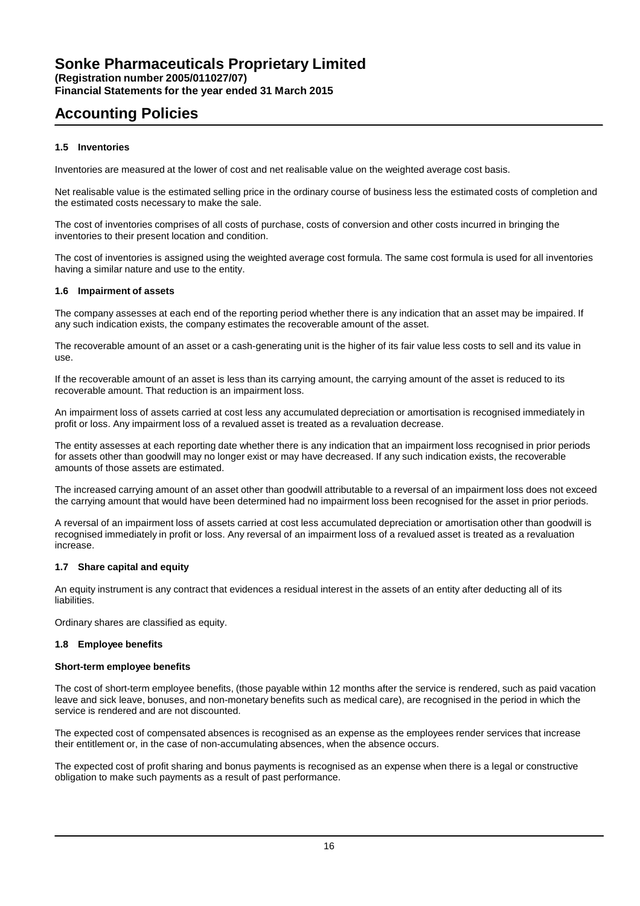# Accounting Policies

### 1.5 Inventories

Inventories are measured at the lower of cost and net realisable value on the weighted average cost basis.

Net realisable value is the estimated selling price in the ordinary course of business less the estimated costs of completion and the estimated costs necessary to make the sale.

The cost of inventories comprises of all costs of purchase, costs of conversion and other costs incurred in bringing the inventories to their present location and condition.

The cost of inventories is assigned using the weighted average cost formula. The same cost formula is used for all inventories having a similar nature and use to the entity.

### 1.6 Impairment of assets

The company assesses at each end of the reporting period whether there is any indication that an asset may be impaired. If any such indication exists, the company estimates the recoverable amount of the asset.

The recoverable amount of an asset or a cash-generating unit is the higher of its fair value less costs to sell and its value in use.

If the recoverable amount of an asset is less than its carrying amount, the carrying amount of the asset is reduced to its recoverable amount. That reduction is an impairment loss.

An impairment loss of assets carried at cost less any accumulated depreciation or amortisation is recognised immediately in profit or loss. Any impairment loss of a revalued asset is treated as a revaluation decrease.

The entity assesses at each reporting date whether there is any indication that an impairment loss recognised in prior periods for assets other than goodwill may no longer exist or may have decreased. If any such indication exists, the recoverable amounts of those assets are estimated.

The increased carrying amount of an asset other than goodwill attributable to a reversal of an impairment loss does not exceed the carrying amount that would have been determined had no impairment loss been recognised for the asset in prior periods.

A reversal of an impairment loss of assets carried at cost less accumulated depreciation or amortisation other than goodwill is recognised immediately in profit or loss. Any reversal of an impairment loss of a revalued asset is treated as a revaluation increase.

### 1.7 Share capital and equity

An equity instrument is any contract that evidences a residual interest in the assets of an entity after deducting all of its liabilities.

Ordinary shares are classified as equity.

### 1.8 Employee benefits

**Short-term employee benefits**

The cost of short-term employee benefits, (those payable within 12 months after the service is rendered, such as paid vacation leave and sick leave, bonuses, and non-monetary benefits such as medical care), are recognised in the period in which the service is rendered and are not discounted.

The expected cost of compensated absences is recognised as an expense as the employees render services that increase their entitlement or, in the case of non-accumulating absences, when the absence occurs.

The expected cost of profit sharing and bonus payments is recognised as an expense when there is a legal or constructive obligation to make such payments as a result of past performance.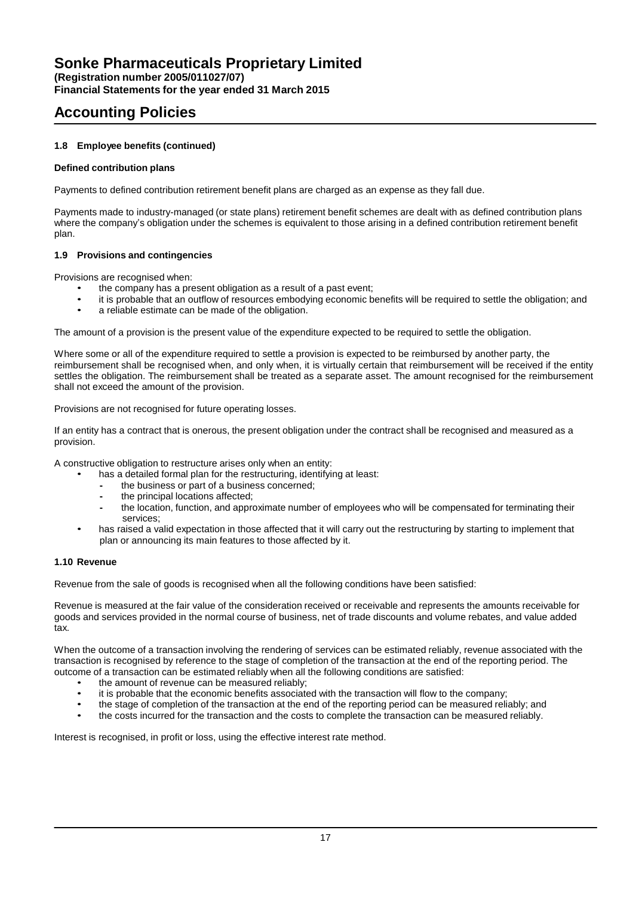# Sonke Pharmaceuticals Proprietary Limited

**(Registration number 2005/011027/07)**
**Financial Statements for the year ended 31 March 2015**

# Accounting Policies

### 1.8 Employee benefits (continued)

**Defined contribution plans**

Payments to defined contribution retirement benefit plans are charged as an expense as they fall due.

Payments made to industry-managed (or state plans) retirement benefit schemes are dealt with as defined contribution plans where the company's obligation under the schemes is equivalent to those arising in a defined contribution retirement benefit plan.

### 1.9 Provisions and contingencies

Provisions are recognised when:

- the company has a present obligation as a result of a past event;
- it is probable that an outflow of resources embodying economic benefits will be required to settle the obligation; and
- a reliable estimate can be made of the obligation.

The amount of a provision is the present value of the expenditure expected to be required to settle the obligation.

Where some or all of the expenditure required to settle a provision is expected to be reimbursed by another party, the reimbursement shall be recognised when, and only when, it is virtually certain that reimbursement will be received if the entity settles the obligation. The reimbursement shall be treated as a separate asset. The amount recognised for the reimbursement shall not exceed the amount of the provision.

Provisions are not recognised for future operating losses.

If an entity has a contract that is onerous, the present obligation under the contract shall be recognised and measured as a provision.

A constructive obligation to restructure arises only when an entity:

- has a detailed formal plan for the restructuring, identifying at least:
  - the business or part of a business concerned;
  - the principal locations affected;
  - the location, function, and approximate number of employees who will be compensated for terminating their services;
- has raised a valid expectation in those affected that it will carry out the restructuring by starting to implement that plan or announcing its main features to those affected by it.

### 1.10 Revenue

Revenue from the sale of goods is recognised when all the following conditions have been satisfied:

Revenue is measured at the fair value of the consideration received or receivable and represents the amounts receivable for goods and services provided in the normal course of business, net of trade discounts and volume rebates, and value added tax.

When the outcome of a transaction involving the rendering of services can be estimated reliably, revenue associated with the transaction is recognised by reference to the stage of completion of the transaction at the end of the reporting period. The outcome of a transaction can be estimated reliably when all the following conditions are satisfied:

- the amount of revenue can be measured reliably;
- it is probable that the economic benefits associated with the transaction will flow to the company;
- the stage of completion of the transaction at the end of the reporting period can be measured reliably; and
- the costs incurred for the transaction and the costs to complete the transaction can be measured reliably.

Interest is recognised, in profit or loss, using the effective interest rate method.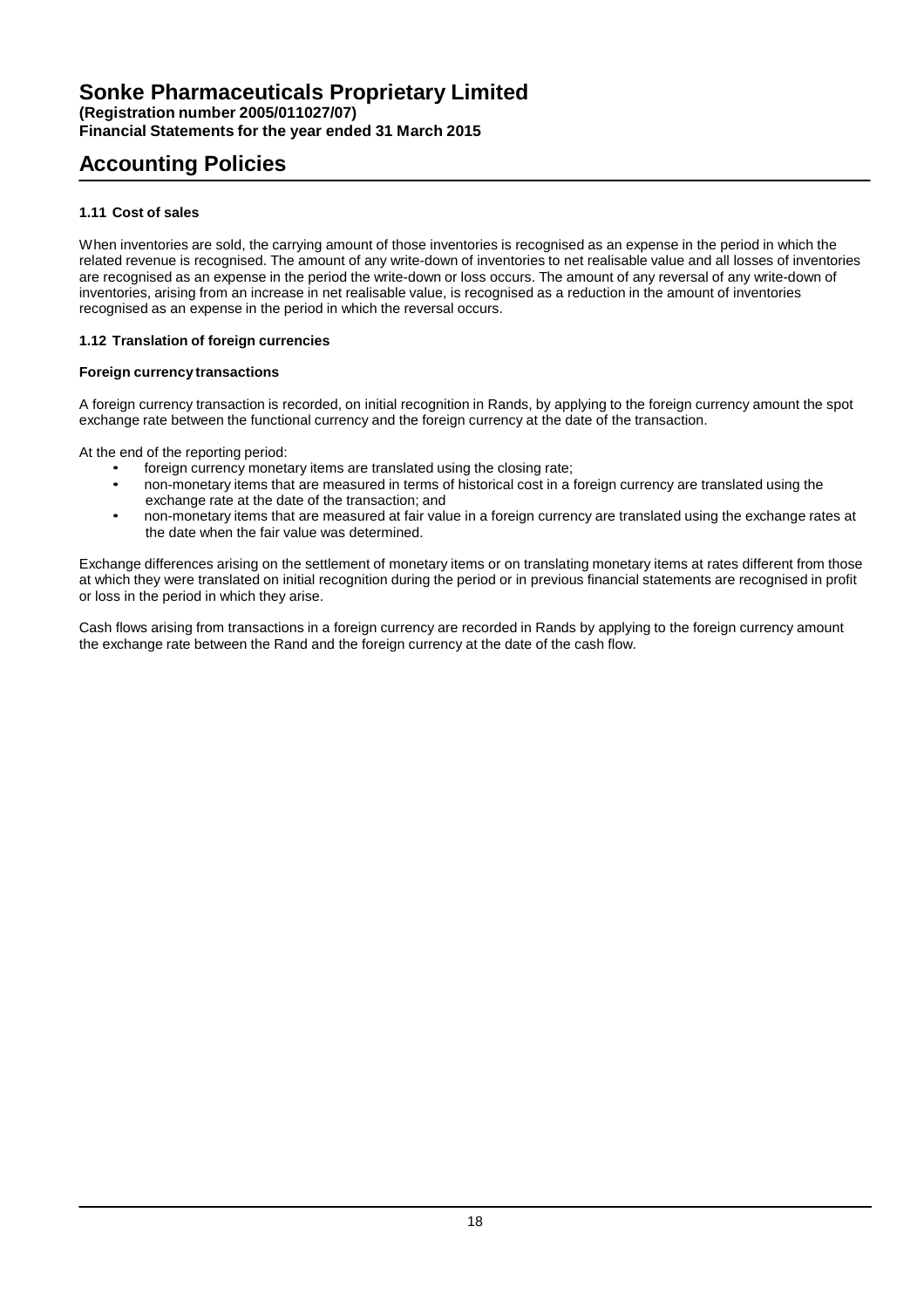# Sonke Pharmaceuticals Proprietary Limited

**(Registration number 2005/011027/07)**
**Financial Statements for the year ended 31 March 2015**

## Accounting Policies

### 1.11 Cost of sales

When inventories are sold, the carrying amount of those inventories is recognised as an expense in the period in which the related revenue is recognised. The amount of any write-down of inventories to net realisable value and all losses of inventories are recognised as an expense in the period the write-down or loss occurs. The amount of any reversal of any write-down of inventories, arising from an increase in net realisable value, is recognised as a reduction in the amount of inventories recognised as an expense in the period in which the reversal occurs.

### 1.12 Translation of foreign currencies

**Foreign currency transactions**

A foreign currency transaction is recorded, on initial recognition in Rands, by applying to the foreign currency amount the spot exchange rate between the functional currency and the foreign currency at the date of the transaction.

At the end of the reporting period:

- foreign currency monetary items are translated using the closing rate;
- non-monetary items that are measured in terms of historical cost in a foreign currency are translated using the exchange rate at the date of the transaction; and
- non-monetary items that are measured at fair value in a foreign currency are translated using the exchange rates at the date when the fair value was determined.

Exchange differences arising on the settlement of monetary items or on translating monetary items at rates different from those at which they were translated on initial recognition during the period or in previous financial statements are recognised in profit or loss in the period in which they arise.

Cash flows arising from transactions in a foreign currency are recorded in Rands by applying to the foreign currency amount the exchange rate between the Rand and the foreign currency at the date of the cash flow.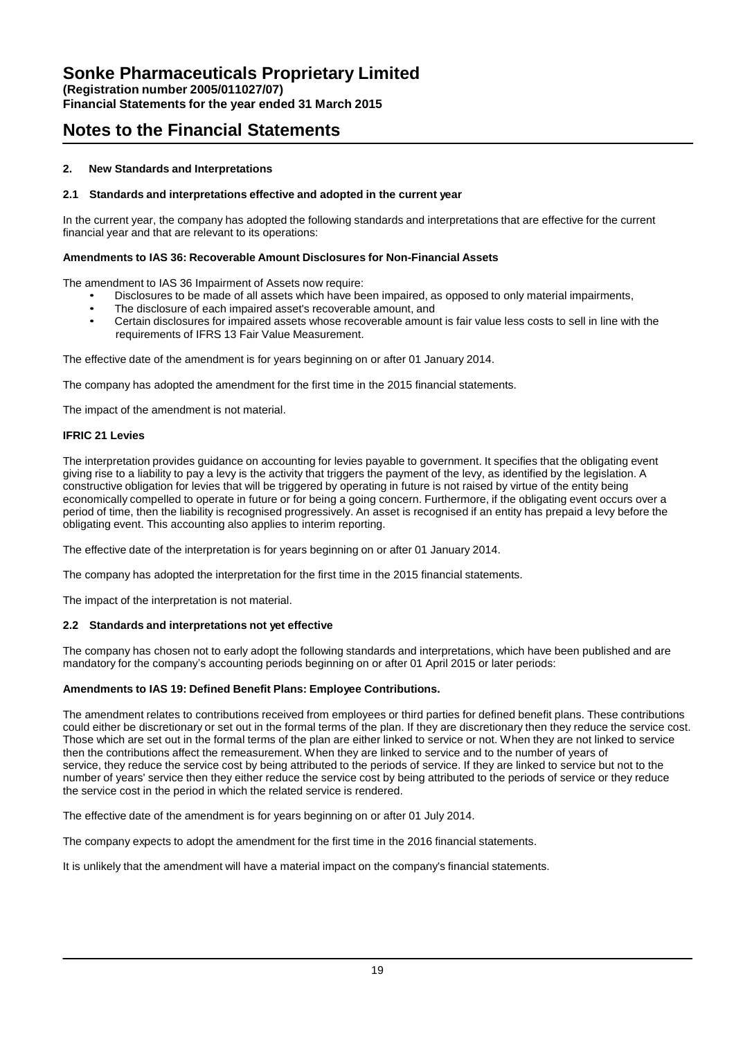# Notes to the Financial Statements

## 2. New Standards and Interpretations

### 2.1 Standards and interpretations effective and adopted in the current year

In the current year, the company has adopted the following standards and interpretations that are effective for the current financial year and that are relevant to its operations:

**Amendments to IAS 36: Recoverable Amount Disclosures for Non-Financial Assets**

The amendment to IAS 36 Impairment of Assets now require:

- Disclosures to be made of all assets which have been impaired, as opposed to only material impairments,
- The disclosure of each impaired asset's recoverable amount, and
- Certain disclosures for impaired assets whose recoverable amount is fair value less costs to sell in line with the requirements of IFRS 13 Fair Value Measurement.

The effective date of the amendment is for years beginning on or after 01 January 2014.

The company has adopted the amendment for the first time in the 2015 financial statements.

The impact of the amendment is not material.

**IFRIC 21 Levies**

The interpretation provides guidance on accounting for levies payable to government. It specifies that the obligating event giving rise to a liability to pay a levy is the activity that triggers the payment of the levy, as identified by the legislation. A constructive obligation for levies that will be triggered by operating in future is not raised by virtue of the entity being economically compelled to operate in future or for being a going concern. Furthermore, if the obligating event occurs over a period of time, then the liability is recognised progressively. An asset is recognised if an entity has prepaid a levy before the obligating event. This accounting also applies to interim reporting.

The effective date of the interpretation is for years beginning on or after 01 January 2014.

The company has adopted the interpretation for the first time in the 2015 financial statements.

The impact of the interpretation is not material.

### 2.2 Standards and interpretations not yet effective

The company has chosen not to early adopt the following standards and interpretations, which have been published and are mandatory for the company's accounting periods beginning on or after 01 April 2015 or later periods:

**Amendments to IAS 19: Defined Benefit Plans: Employee Contributions.**

The amendment relates to contributions received from employees or third parties for defined benefit plans. These contributions could either be discretionary or set out in the formal terms of the plan. If they are discretionary then they reduce the service cost. Those which are set out in the formal terms of the plan are either linked to service or not. When they are not linked to service then the contributions affect the remeasurement. When they are linked to service and to the number of years of service, they reduce the service cost by being attributed to the periods of service. If they are linked to service but not to the number of years' service then they either reduce the service cost by being attributed to the periods of service or they reduce the service cost in the period in which the related service is rendered.

The effective date of the amendment is for years beginning on or after 01 July 2014.

The company expects to adopt the amendment for the first time in the 2016 financial statements.

It is unlikely that the amendment will have a material impact on the company's financial statements.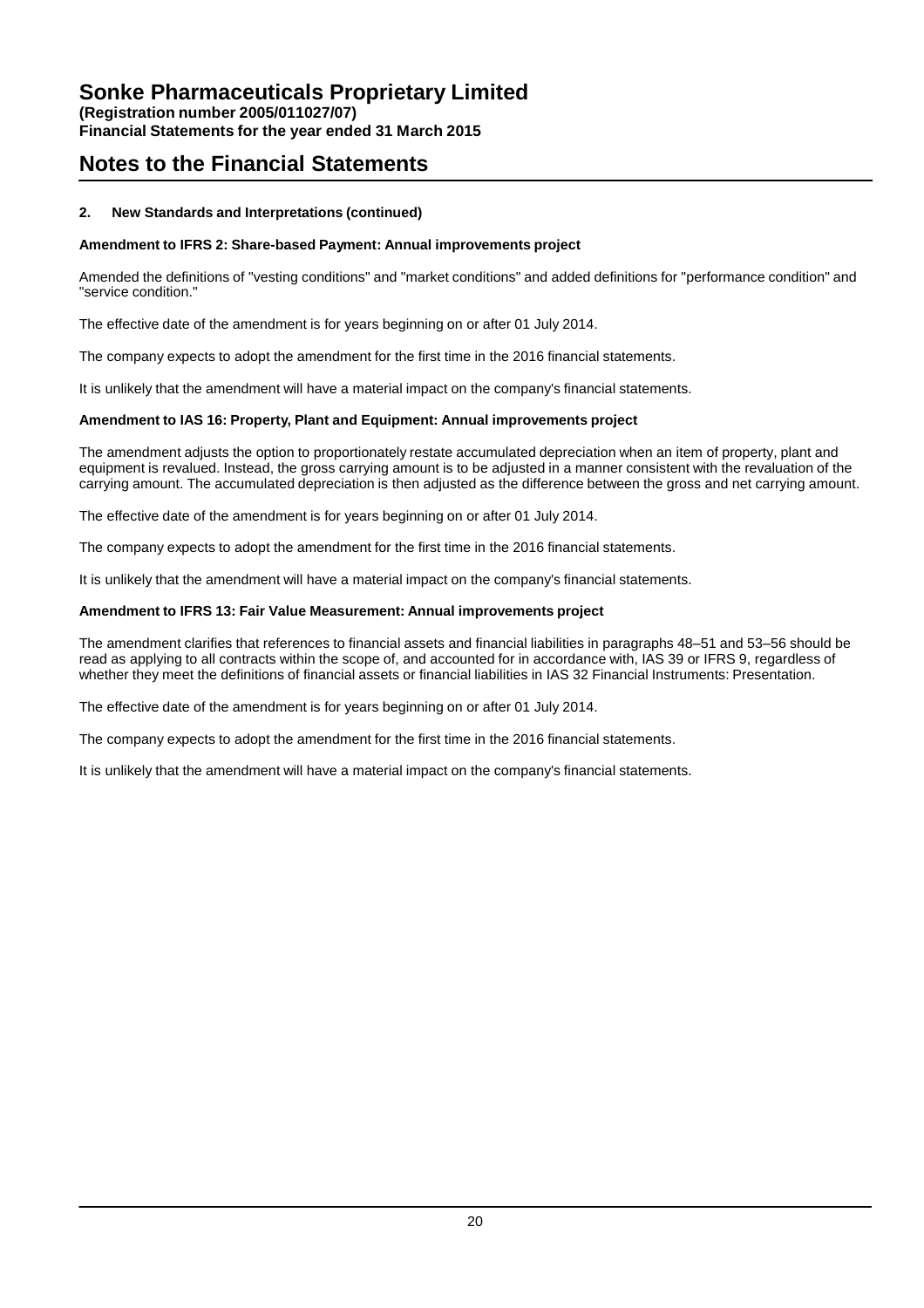## 2. New Standards and Interpretations (continued)

### Amendment to IFRS 2: Share-based Payment: Annual improvements project

Amended the definitions of "vesting conditions" and "market conditions" and added definitions for "performance condition" and "service condition."

The effective date of the amendment is for years beginning on or after 01 July 2014.

The company expects to adopt the amendment for the first time in the 2016 financial statements.

It is unlikely that the amendment will have a material impact on the company's financial statements.

### Amendment to IAS 16: Property, Plant and Equipment: Annual improvements project

The amendment adjusts the option to proportionately restate accumulated depreciation when an item of property, plant and equipment is revalued. Instead, the gross carrying amount is to be adjusted in a manner consistent with the revaluation of the carrying amount. The accumulated depreciation is then adjusted as the difference between the gross and net carrying amount.

The effective date of the amendment is for years beginning on or after 01 July 2014.

The company expects to adopt the amendment for the first time in the 2016 financial statements.

It is unlikely that the amendment will have a material impact on the company's financial statements.

### Amendment to IFRS 13: Fair Value Measurement: Annual improvements project

The amendment clarifies that references to financial assets and financial liabilities in paragraphs 48–51 and 53–56 should be read as applying to all contracts within the scope of, and accounted for in accordance with, IAS 39 or IFRS 9, regardless of whether they meet the definitions of financial assets or financial liabilities in IAS 32 Financial Instruments: Presentation.

The effective date of the amendment is for years beginning on or after 01 July 2014.

The company expects to adopt the amendment for the first time in the 2016 financial statements.

It is unlikely that the amendment will have a material impact on the company's financial statements.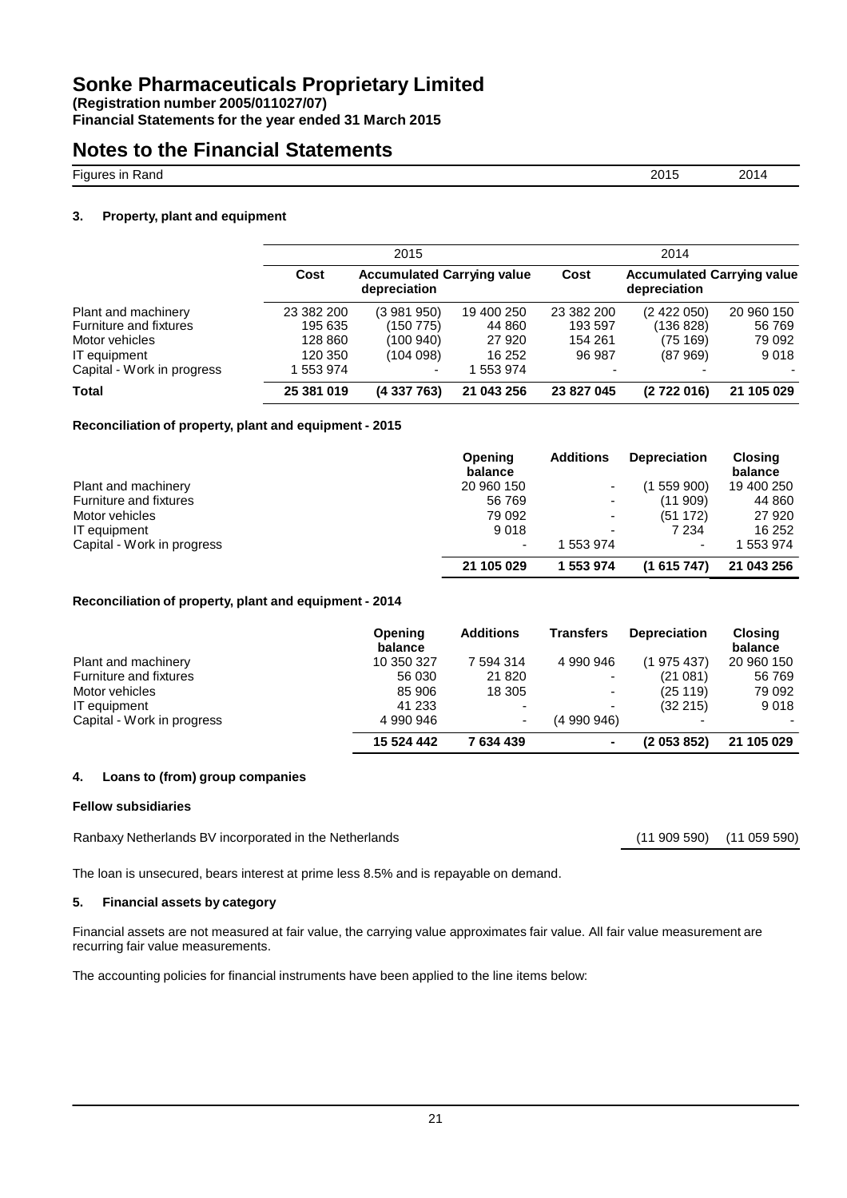# Sonke Pharmaceuticals Proprietary Limited

**(Registration number 2005/011027/07)**
**Financial Statements for the year ended 31 March 2015**

## Notes to the Financial Statements

| Figures in Rand | 2015 | 2014 |
| --- | --- | --- |

### 3. Property, plant and equipment

| | 2015 | | | 2014 | | |
| --- | --- | --- | --- | --- | --- | --- |
| | Cost | Accumulated depreciation | Carrying value | Cost | Accumulated depreciation | Carrying value |
| Plant and machinery | 23 382 200 | (3 981 950) | 19 400 250 | 23 382 200 | (2 422 050) | 20 960 150 |
| Furniture and fixtures | 195 635 | (150 775) | 44 860 | 193 597 | (136 828) | 56 769 |
| Motor vehicles | 128 860 | (100 940) | 27 920 | 154 261 | (75 169) | 79 092 |
| IT equipment | 120 350 | (104 098) | 16 252 | 96 987 | (87 969) | 9 018 |
| Capital - Work in progress | 1 553 974 | - | 1 553 974 | - | - | - |
| **Total** | **25 381 019** | **(4 337 763)** | **21 043 256** | **23 827 045** | **(2 722 016)** | **21 105 029** |

**Reconciliation of property, plant and equipment - 2015**

| | Opening balance | Additions | Depreciation | Closing balance |
| --- | --- | --- | --- | --- |
| Plant and machinery | 20 960 150 | - | (1 559 900) | 19 400 250 |
| Furniture and fixtures | 56 769 | - | (11 909) | 44 860 |
| Motor vehicles | 79 092 | - | (51 172) | 27 920 |
| IT equipment | 9 018 | - | 7 234 | 16 252 |
| Capital - Work in progress | - | 1 553 974 | - | 1 553 974 |
| | **21 105 029** | **1 553 974** | **(1 615 747)** | **21 043 256** |

**Reconciliation of property, plant and equipment - 2014**

| | Opening balance | Additions | Transfers | Depreciation | Closing balance |
| --- | --- | --- | --- | --- | --- |
| Plant and machinery | 10 350 327 | 7 594 314 | 4 990 946 | (1 975 437) | 20 960 150 |
| Furniture and fixtures | 56 030 | 21 820 | - | (21 081) | 56 769 |
| Motor vehicles | 85 906 | 18 305 | - | (25 119) | 79 092 |
| IT equipment | 41 233 | - | - | (32 215) | 9 018 |
| Capital - Work in progress | 4 990 946 | - | (4 990 946) | - | - |
| | **15 524 442** | **7 634 439** | **-** | **(2 053 852)** | **21 105 029** |

### 4. Loans to (from) group companies

**Fellow subsidiaries**

| | 2015 | 2014 |
| --- | --- | --- |
| Ranbaxy Netherlands BV incorporated in the Netherlands | (11 909 590) | (11 059 590) |

The loan is unsecured, bears interest at prime less 8.5% and is repayable on demand.

### 5. Financial assets by category

Financial assets are not measured at fair value, the carrying value approximates fair value. All fair value measurement are recurring fair value measurements.

The accounting policies for financial instruments have been applied to the line items below: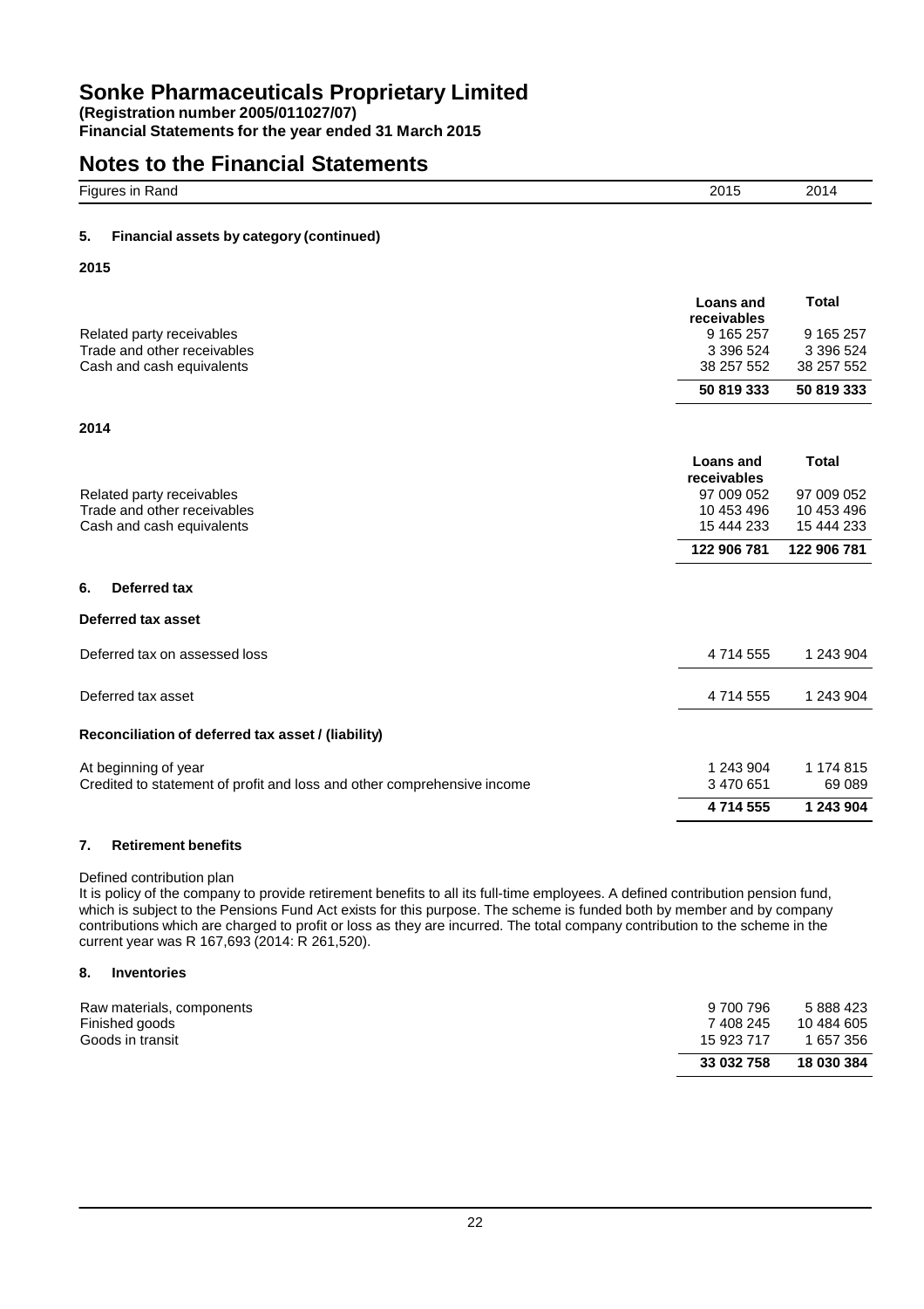# Sonke Pharmaceuticals Proprietary Limited

**(Registration number 2005/011027/07)**
**Financial Statements for the year ended 31 March 2015**

## Notes to the Financial Statements

| Figures in Rand | 2015 | 2014 |
|---|---|---|

### 5. Financial assets by category (continued)

**2015**

| | Loans and receivables | Total |
|---|---|---|
| Related party receivables | 9 165 257 | 9 165 257 |
| Trade and other receivables | 3 396 524 | 3 396 524 |
| Cash and cash equivalents | 38 257 552 | 38 257 552 |
| | **50 819 333** | **50 819 333** |

**2014**

| | Loans and receivables | Total |
|---|---|---|
| Related party receivables | 97 009 052 | 97 009 052 |
| Trade and other receivables | 10 453 496 | 10 453 496 |
| Cash and cash equivalents | 15 444 233 | 15 444 233 |
| | **122 906 781** | **122 906 781** |

### 6. Deferred tax

**Deferred tax asset**

| | 2015 | 2014 |
|---|---|---|
| Deferred tax on assessed loss | 4 714 555 | 1 243 904 |
| Deferred tax asset | 4 714 555 | 1 243 904 |

**Reconciliation of deferred tax asset / (liability)**

| | 2015 | 2014 |
|---|---|---|
| At beginning of year | 1 243 904 | 1 174 815 |
| Credited to statement of profit and loss and other comprehensive income | 3 470 651 | 69 089 |
| | **4 714 555** | **1 243 904** |

### 7. Retirement benefits

Defined contribution plan

It is policy of the company to provide retirement benefits to all its full-time employees. A defined contribution pension fund, which is subject to the Pensions Fund Act exists for this purpose. The scheme is funded both by member and by company contributions which are charged to profit or loss as they are incurred. The total company contribution to the scheme in the current year was R 167,693 (2014: R 261,520).

### 8. Inventories

| | 2015 | 2014 |
|---|---|---|
| Raw materials, components | 9 700 796 | 5 888 423 |
| Finished goods | 7 408 245 | 10 484 605 |
| Goods in transit | 15 923 717 | 1 657 356 |
| | **33 032 758** | **18 030 384** |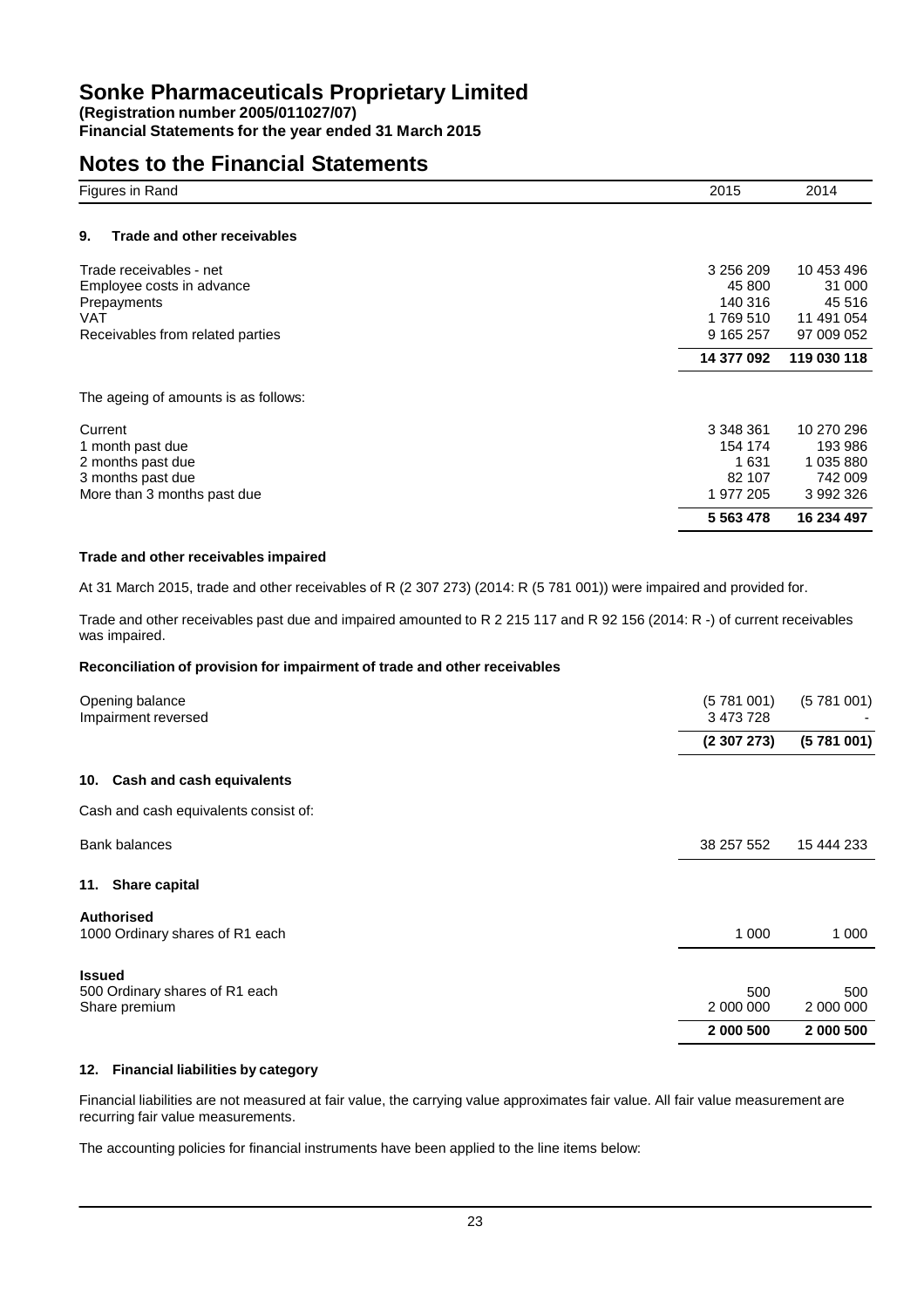# Sonke Pharmaceuticals Proprietary Limited

**(Registration number 2005/011027/07)**
**Financial Statements for the year ended 31 March 2015**

## Notes to the Financial Statements

| Figures in Rand | 2015 | 2014 |
|---|---|---|

### 9. Trade and other receivables

| | 2015 | 2014 |
|---|---|---|
| Trade receivables - net | 3 256 209 | 10 453 496 |
| Employee costs in advance | 45 800 | 31 000 |
| Prepayments | 140 316 | 45 516 |
| VAT | 1 769 510 | 11 491 054 |
| Receivables from related parties | 9 165 257 | 97 009 052 |
| | **14 377 092** | **119 030 118** |

The ageing of amounts is as follows:

| | 2015 | 2014 |
|---|---|---|
| Current | 3 348 361 | 10 270 296 |
| 1 month past due | 154 174 | 193 986 |
| 2 months past due | 1 631 | 1 035 880 |
| 3 months past due | 82 107 | 742 009 |
| More than 3 months past due | 1 977 205 | 3 992 326 |
| | **5 563 478** | **16 234 497** |

**Trade and other receivables impaired**

At 31 March 2015, trade and other receivables of R (2 307 273) (2014: R (5 781 001)) were impaired and provided for.

Trade and other receivables past due and impaired amounted to R 2 215 117 and R 92 156 (2014: R -) of current receivables was impaired.

**Reconciliation of provision for impairment of trade and other receivables**

| | 2015 | 2014 |
|---|---|---|
| Opening balance | (5 781 001) | (5 781 001) |
| Impairment reversed | 3 473 728 | - |
| | **(2 307 273)** | **(5 781 001)** |

### 10. Cash and cash equivalents

Cash and cash equivalents consist of:

| | 2015 | 2014 |
|---|---|---|
| Bank balances | 38 257 552 | 15 444 233 |

### 11. Share capital

| | 2015 | 2014 |
|---|---|---|
| **Authorised** | | |
| 1000 Ordinary shares of R1 each | 1 000 | 1 000 |
| **Issued** | | |
| 500 Ordinary shares of R1 each | 500 | 500 |
| Share premium | 2 000 000 | 2 000 000 |
| | **2 000 500** | **2 000 500** |

### 12. Financial liabilities by category

Financial liabilities are not measured at fair value, the carrying value approximates fair value. All fair value measurement are recurring fair value measurements.

The accounting policies for financial instruments have been applied to the line items below: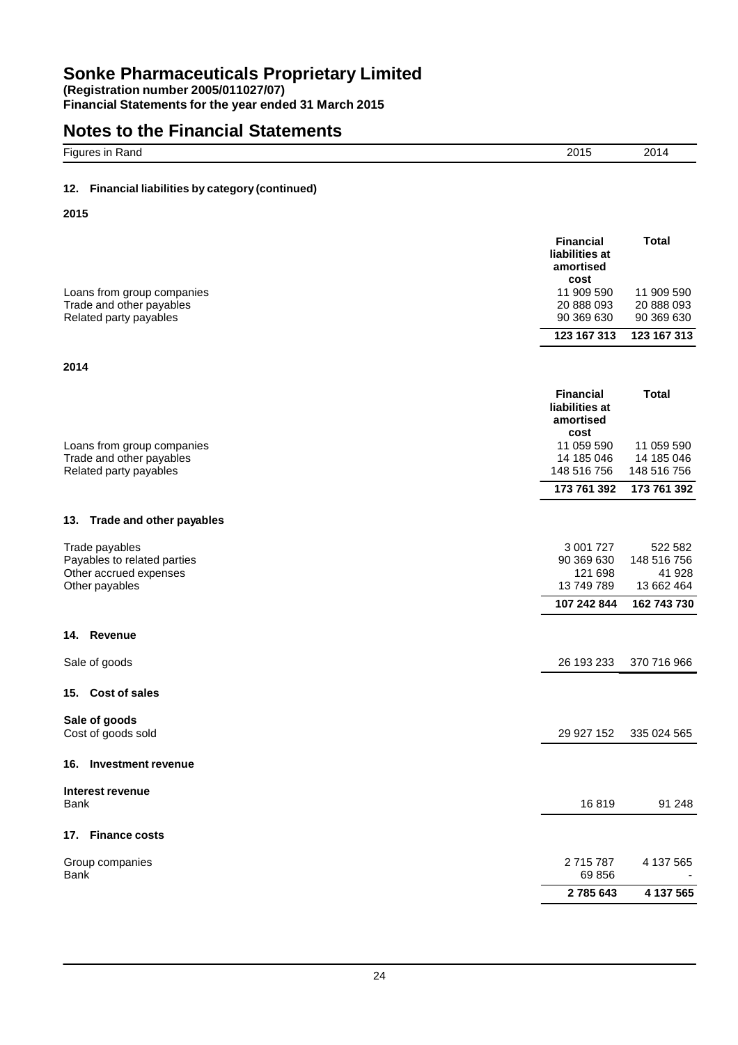# Sonke Pharmaceuticals Proprietary Limited

**(Registration number 2005/011027/07)**
**Financial Statements for the year ended 31 March 2015**

## Notes to the Financial Statements

| Figures in Rand | 2015 | 2014 |
|---|---|---|

### 12. Financial liabilities by category (continued)

**2015**

| | Financial liabilities at amortised cost | Total |
|---|---|---|
| Loans from group companies | 11 909 590 | 11 909 590 |
| Trade and other payables | 20 888 093 | 20 888 093 |
| Related party payables | 90 369 630 | 90 369 630 |
| | **123 167 313** | **123 167 313** |

**2014**

| | Financial liabilities at amortised cost | Total |
|---|---|---|
| Loans from group companies | 11 059 590 | 11 059 590 |
| Trade and other payables | 14 185 046 | 14 185 046 |
| Related party payables | 148 516 756 | 148 516 756 |
| | **173 761 392** | **173 761 392** |

### 13. Trade and other payables

| | 2015 | 2014 |
|---|---|---|
| Trade payables | 3 001 727 | 522 582 |
| Payables to related parties | 90 369 630 | 148 516 756 |
| Other accrued expenses | 121 698 | 41 928 |
| Other payables | 13 749 789 | 13 662 464 |
| | **107 242 844** | **162 743 730** |

### 14. Revenue

| | 2015 | 2014 |
|---|---|---|
| Sale of goods | 26 193 233 | 370 716 966 |

### 15. Cost of sales

| | 2015 | 2014 |
|---|---|---|
| **Sale of goods** | | |
| Cost of goods sold | 29 927 152 | 335 024 565 |

### 16. Investment revenue

| | 2015 | 2014 |
|---|---|---|
| **Interest revenue** | | |
| Bank | 16 819 | 91 248 |

### 17. Finance costs

| | 2015 | 2014 |
|---|---|---|
| Group companies | 2 715 787 | 4 137 565 |
| Bank | 69 856 | - |
| | **2 785 643** | **4 137 565** |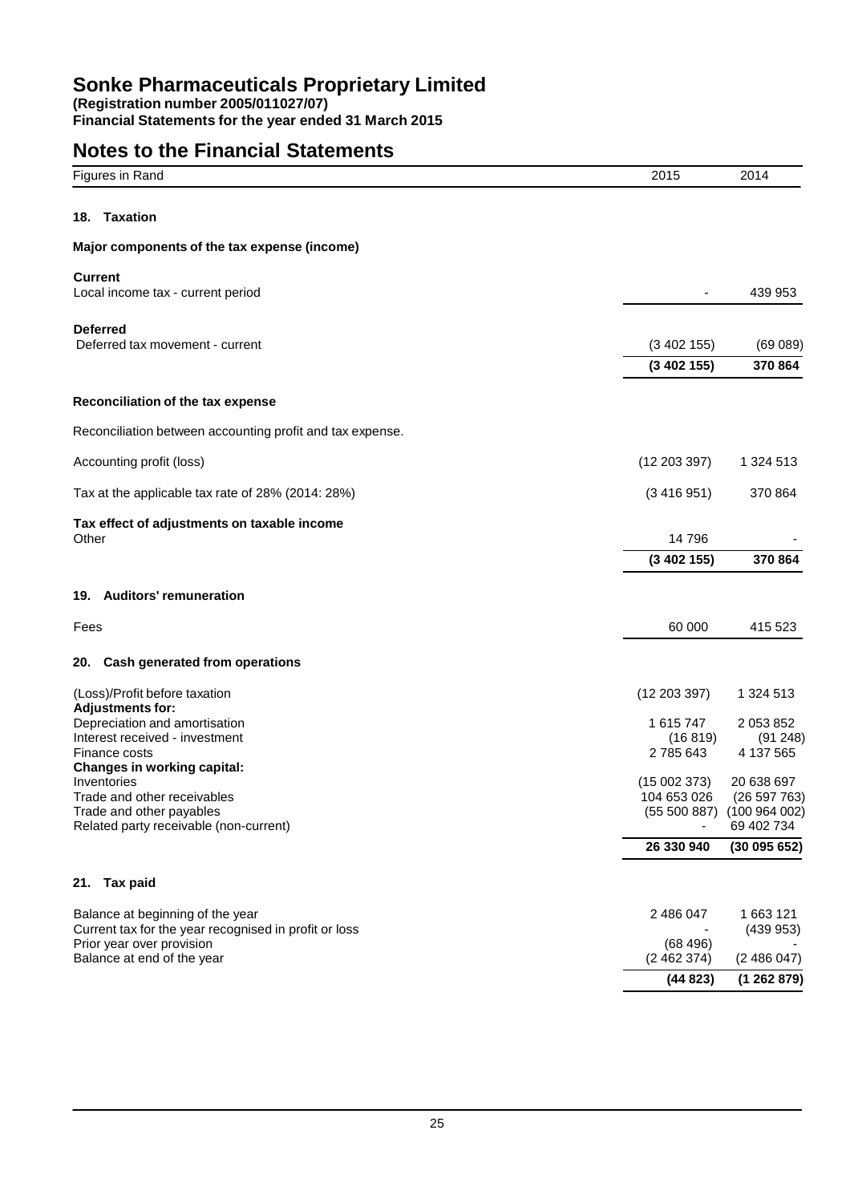# Sonke Pharmaceuticals Proprietary Limited

**(Registration number 2005/011027/07)**
**Financial Statements for the year ended 31 March 2015**

## Notes to the Financial Statements

| Figures in Rand | 2015 | 2014 |
|---|---|---|
| **18. Taxation** | | |
| **Major components of the tax expense (income)** | | |
| **Current** | | |
| Local income tax - current period | - | 439 953 |
| **Deferred** | | |
| Deferred tax movement - current | (3 402 155) | (69 089) |
| | **(3 402 155)** | **370 864** |
| **Reconciliation of the tax expense** | | |
| Reconciliation between accounting profit and tax expense. | | |
| Accounting profit (loss) | (12 203 397) | 1 324 513 |
| Tax at the applicable tax rate of 28% (2014: 28%) | (3 416 951) | 370 864 |
| **Tax effect of adjustments on taxable income** | | |
| Other | 14 796 | - |
| | **(3 402 155)** | **370 864** |
| **19. Auditors' remuneration** | | |
| Fees | 60 000 | 415 523 |
| **20. Cash generated from operations** | | |
| (Loss)/Profit before taxation | (12 203 397) | 1 324 513 |
| **Adjustments for:** | | |
| Depreciation and amortisation | 1 615 747 | 2 053 852 |
| Interest received - investment | (16 819) | (91 248) |
| Finance costs | 2 785 643 | 4 137 565 |
| **Changes in working capital:** | | |
| Inventories | (15 002 373) | 20 638 697 |
| Trade and other receivables | 104 653 026 | (26 597 763) |
| Trade and other payables | (55 500 887) | (100 964 002) |
| Related party receivable (non-current) | - | 69 402 734 |
| | **26 330 940** | **(30 095 652)** |
| **21. Tax paid** | | |
| Balance at beginning of the year | 2 486 047 | 1 663 121 |
| Current tax for the year recognised in profit or loss | - | (439 953) |
| Prior year over provision | (68 496) | - |
| Balance at end of the year | (2 462 374) | (2 486 047) |
| | **(44 823)** | **(1 262 879)** |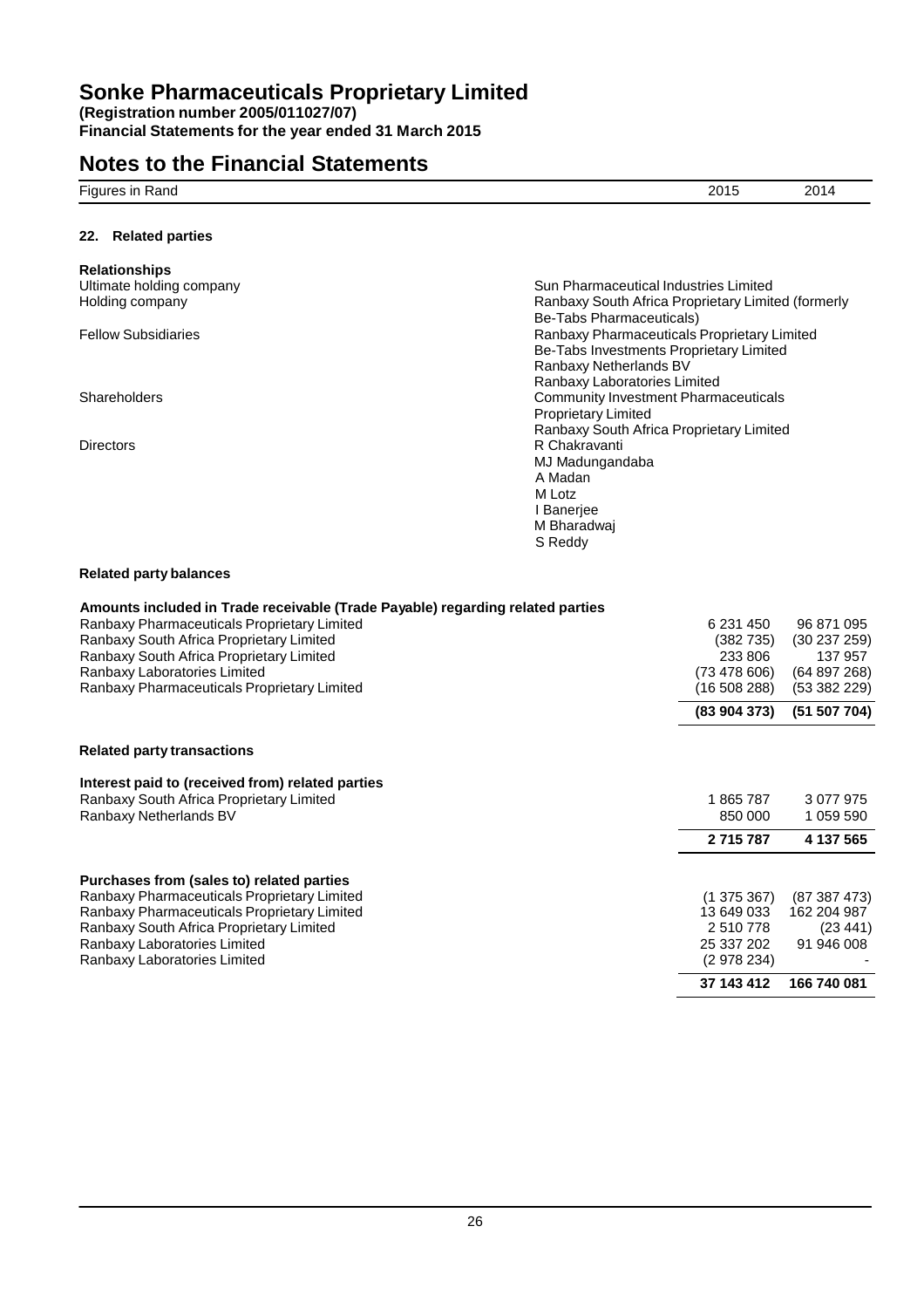# Sonke Pharmaceuticals Proprietary Limited

**(Registration number 2005/011027/07)**
**Financial Statements for the year ended 31 March 2015**

# Notes to the Financial Statements

| Figures in Rand | 2015 | 2014 |
|---|---|---|

## 22. Related parties

**Relationships**

| | |
|---|---|
| Ultimate holding company | Sun Pharmaceutical Industries Limited |
| Holding company | Ranbaxy South Africa Proprietary Limited (formerly Be-Tabs Pharmaceuticals) |
| Fellow Subsidiaries | Ranbaxy Pharmaceuticals Proprietary Limited<br>Be-Tabs Investments Proprietary Limited<br>Ranbaxy Netherlands BV<br>Ranbaxy Laboratories Limited |
| Shareholders | Community Investment Pharmaceuticals Proprietary Limited<br>Ranbaxy South Africa Proprietary Limited |
| Directors | R Chakravanti<br>MJ Madungandaba<br>A Madan<br>M Lotz<br>I Banerjee<br>M Bharadwaj<br>S Reddy |

**Related party balances**

| Amounts included in Trade receivable (Trade Payable) regarding related parties | 2015 | 2014 |
|---|---|---|
| Ranbaxy Pharmaceuticals Proprietary Limited | 6 231 450 | 96 871 095 |
| Ranbaxy South Africa Proprietary Limited | (382 735) | (30 237 259) |
| Ranbaxy South Africa Proprietary Limited | 233 806 | 137 957 |
| Ranbaxy Laboratories Limited | (73 478 606) | (64 897 268) |
| Ranbaxy Pharmaceuticals Proprietary Limited | (16 508 288) | (53 382 229) |
| | **(83 904 373)** | **(51 507 704)** |

**Related party transactions**

| Interest paid to (received from) related parties | 2015 | 2014 |
|---|---|---|
| Ranbaxy South Africa Proprietary Limited | 1 865 787 | 3 077 975 |
| Ranbaxy Netherlands BV | 850 000 | 1 059 590 |
| | **2 715 787** | **4 137 565** |

| Purchases from (sales to) related parties | 2015 | 2014 |
|---|---|---|
| Ranbaxy Pharmaceuticals Proprietary Limited | (1 375 367) | (87 387 473) |
| Ranbaxy Pharmaceuticals Proprietary Limited | 13 649 033 | 162 204 987 |
| Ranbaxy South Africa Proprietary Limited | 2 510 778 | (23 441) |
| Ranbaxy Laboratories Limited | 25 337 202 | 91 946 008 |
| Ranbaxy Laboratories Limited | (2 978 234) | - |
| | **37 143 412** | **166 740 081** |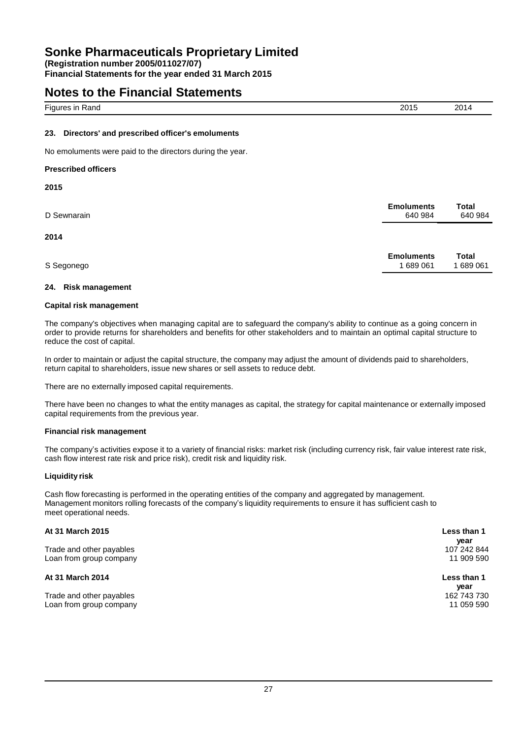# Sonke Pharmaceuticals Proprietary Limited

**(Registration number 2005/011027/07)**
**Financial Statements for the year ended 31 March 2015**

## Notes to the Financial Statements

| Figures in Rand | 2015 | 2014 |
| --- | --- | --- |

### 23. Directors' and prescribed officer's emoluments

No emoluments were paid to the directors during the year.

**Prescribed officers**

**2015**

| | Emoluments | Total |
| --- | --- | --- |
| D Sewnarain | 640 984 | 640 984 |

**2014**

| | Emoluments | Total |
| --- | --- | --- |
| S Segonego | 1 689 061 | 1 689 061 |

### 24. Risk management

**Capital risk management**

The company's objectives when managing capital are to safeguard the company's ability to continue as a going concern in order to provide returns for shareholders and benefits for other stakeholders and to maintain an optimal capital structure to reduce the cost of capital.

In order to maintain or adjust the capital structure, the company may adjust the amount of dividends paid to shareholders, return capital to shareholders, issue new shares or sell assets to reduce debt.

There are no externally imposed capital requirements.

There have been no changes to what the entity manages as capital, the strategy for capital maintenance or externally imposed capital requirements from the previous year.

**Financial risk management**

The company's activities expose it to a variety of financial risks: market risk (including currency risk, fair value interest rate risk, cash flow interest rate risk and price risk), credit risk and liquidity risk.

**Liquidity risk**

Cash flow forecasting is performed in the operating entities of the company and aggregated by management. Management monitors rolling forecasts of the company's liquidity requirements to ensure it has sufficient cash to meet operational needs.

| At 31 March 2015 | Less than 1 year |
| --- | --- |
| Trade and other payables | 107 242 844 |
| Loan from group company | 11 909 590 |

| At 31 March 2014 | Less than 1 year |
| --- | --- |
| Trade and other payables | 162 743 730 |
| Loan from group company | 11 059 590 |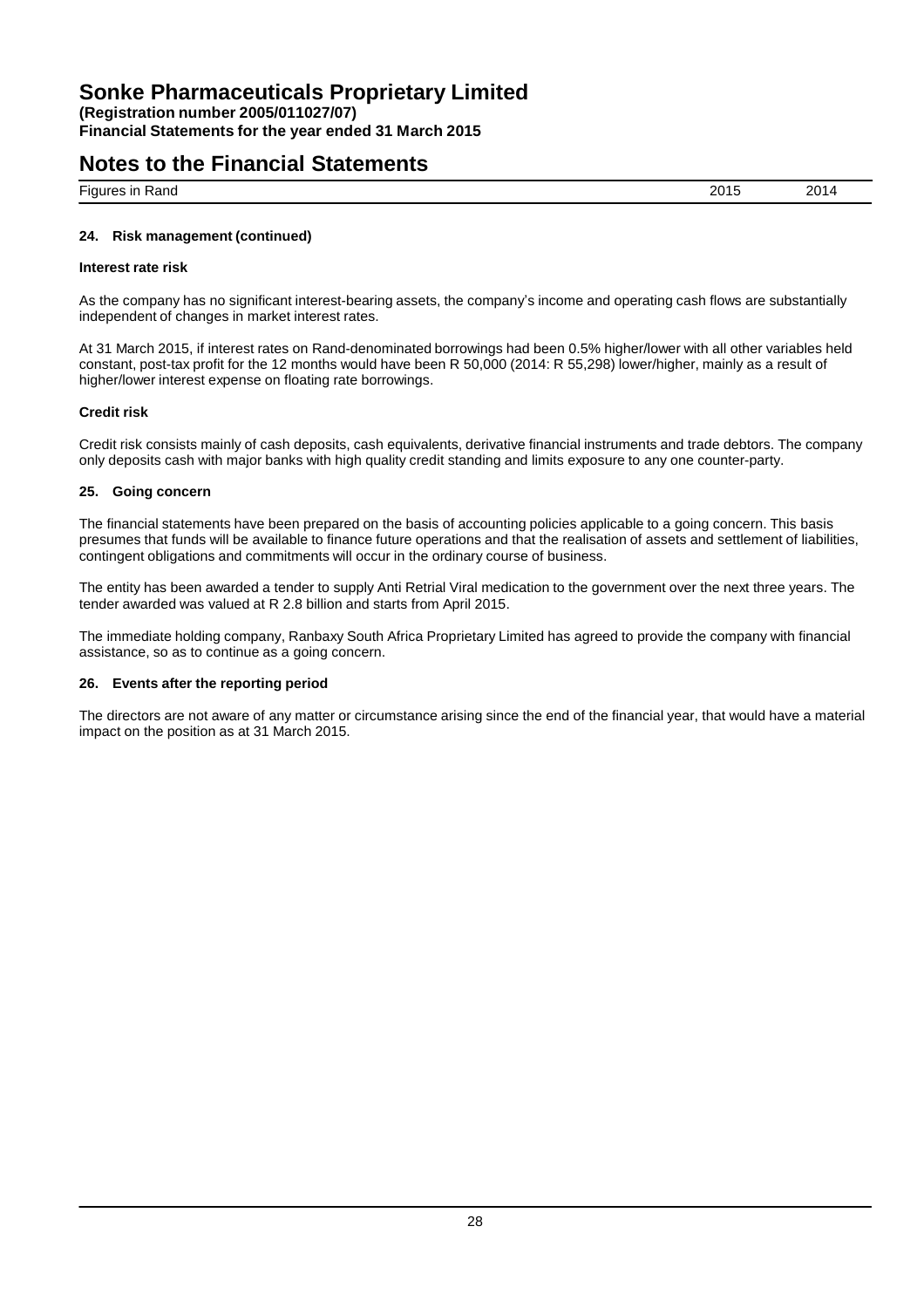# Notes to the Financial Statements

| Figures in Rand | 2015 | 2014 |
|---|---|---|

### 24. Risk management (continued)

**Interest rate risk**

As the company has no significant interest-bearing assets, the company's income and operating cash flows are substantially independent of changes in market interest rates.

At 31 March 2015, if interest rates on Rand-denominated borrowings had been 0.5% higher/lower with all other variables held constant, post-tax profit for the 12 months would have been R 50,000 (2014: R 55,298) lower/higher, mainly as a result of higher/lower interest expense on floating rate borrowings.

**Credit risk**

Credit risk consists mainly of cash deposits, cash equivalents, derivative financial instruments and trade debtors. The company only deposits cash with major banks with high quality credit standing and limits exposure to any one counter-party.

### 25. Going concern

The financial statements have been prepared on the basis of accounting policies applicable to a going concern. This basis presumes that funds will be available to finance future operations and that the realisation of assets and settlement of liabilities, contingent obligations and commitments will occur in the ordinary course of business.

The entity has been awarded a tender to supply Anti Retrial Viral medication to the government over the next three years. The tender awarded was valued at R 2.8 billion and starts from April 2015.

The immediate holding company, Ranbaxy South Africa Proprietary Limited has agreed to provide the company with financial assistance, so as to continue as a going concern.

### 26. Events after the reporting period

The directors are not aware of any matter or circumstance arising since the end of the financial year, that would have a material impact on the position as at 31 March 2015.